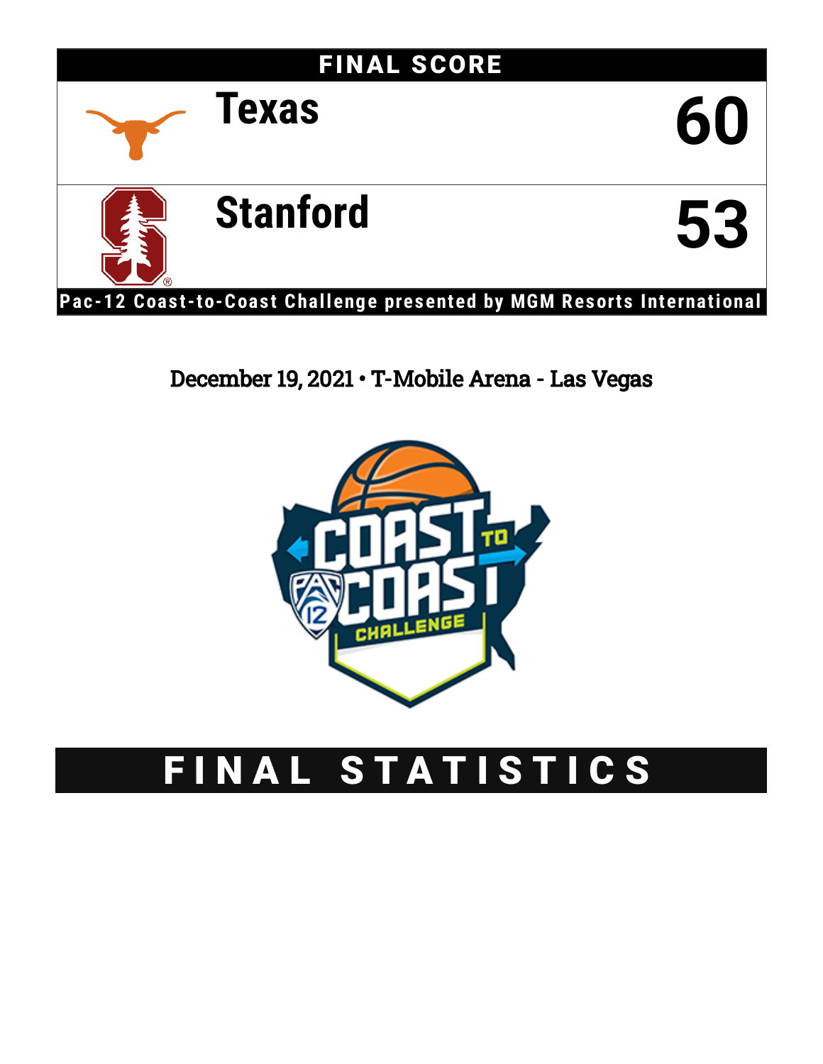## FINAL SCORE

| | |
|---|---|
| Texas | 60 |
| Stanford | 53 |

Pac-12 Coast-to-Coast Challenge presented by MGM Resorts International

December 19, 2021 • T-Mobile Arena - Las Vegas

# FINAL STATISTICS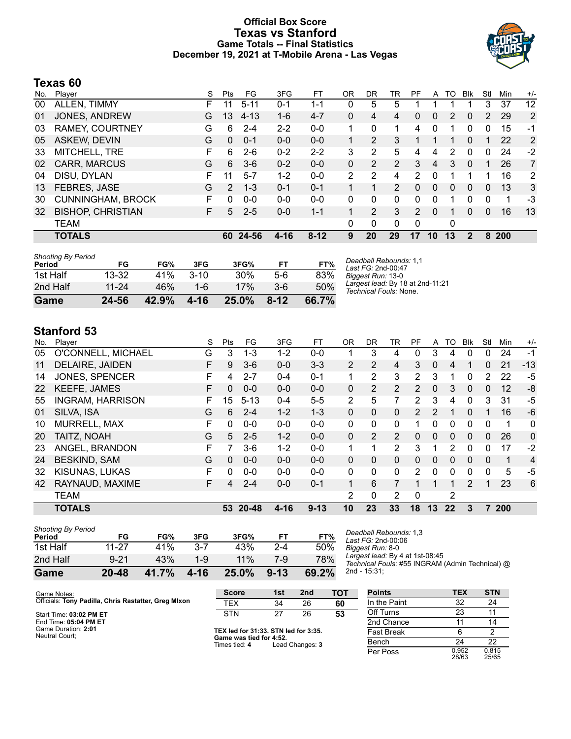# Official Box Score
## Texas vs Stanford
### Game Totals -- Final Statistics
### December 19, 2021 at T-Mobile Arena - Las Vegas

## Texas 60

| No. | Player | S | Pts | FG | 3FG | FT | OR | DR | TR | PF | A | TO | Blk | Stl | Min | +/- |
|---|---|---|---|---|---|---|---|---|---|---|---|---|---|---|---|---|
| 00 | ALLEN, TIMMY | F | 11 | 5-11 | 0-1 | 1-1 | 0 | 5 | 5 | 1 | 1 | 1 | 1 | 3 | 37 | 12 |
| 01 | JONES, ANDREW | G | 13 | 4-13 | 1-6 | 4-7 | 0 | 4 | 4 | 0 | 0 | 2 | 0 | 2 | 29 | 2 |
| 03 | RAMEY, COURTNEY | G | 6 | 2-4 | 2-2 | 0-0 | 1 | 0 | 1 | 4 | 0 | 1 | 0 | 0 | 15 | -1 |
| 05 | ASKEW, DEVIN | G | 0 | 0-1 | 0-0 | 0-0 | 1 | 2 | 3 | 1 | 1 | 1 | 0 | 1 | 22 | 2 |
| 33 | MITCHELL, TRE | F | 6 | 2-6 | 0-2 | 2-2 | 3 | 2 | 5 | 4 | 4 | 2 | 0 | 0 | 24 | -2 |
| 02 | CARR, MARCUS | G | 6 | 3-6 | 0-2 | 0-0 | 0 | 2 | 2 | 3 | 4 | 3 | 0 | 1 | 26 | 7 |
| 04 | DISU, DYLAN | F | 11 | 5-7 | 1-2 | 0-0 | 2 | 2 | 4 | 2 | 0 | 1 | 1 | 1 | 16 | 2 |
| 13 | FEBRES, JASE | G | 2 | 1-3 | 0-1 | 0-1 | 1 | 1 | 2 | 0 | 0 | 0 | 0 | 0 | 13 | 3 |
| 30 | CUNNINGHAM, BROCK | F | 0 | 0-0 | 0-0 | 0-0 | 0 | 0 | 0 | 0 | 0 | 1 | 0 | 0 | 1 | -3 |
| 32 | BISHOP, CHRISTIAN | F | 5 | 2-5 | 0-0 | 1-1 | 1 | 2 | 3 | 2 | 0 | 1 | 0 | 0 | 16 | 13 |
| | TEAM | | | | | | 0 | 0 | 0 | 0 | | 0 | | | | |
| | **TOTALS** | | **60** | **24-56** | **4-16** | **8-12** | **9** | **20** | **29** | **17** | **10** | **13** | **2** | **8** | **200** | |

*Shooting By Period*

| Period | FG | FG% | 3FG | 3FG% | FT | FT% |
|---|---|---|---|---|---|---|
| 1st Half | 13-32 | 41% | 3-10 | 30% | 5-6 | 83% |
| 2nd Half | 11-24 | 46% | 1-6 | 17% | 3-6 | 50% |
| **Game** | **24-56** | **42.9%** | **4-16** | **25.0%** | **8-12** | **66.7%** |

*Deadball Rebounds:* 1,1
*Last FG:* 2nd-00:47
*Biggest Run:* 13-0
*Largest lead:* By 18 at 2nd-11:21
*Technical Fouls:* None.

## Stanford 53

| No. | Player | S | Pts | FG | 3FG | FT | OR | DR | TR | PF | A | TO | Blk | Stl | Min | +/- |
|---|---|---|---|---|---|---|---|---|---|---|---|---|---|---|---|---|
| 05 | O'CONNELL, MICHAEL | G | 3 | 1-3 | 1-2 | 0-0 | 1 | 3 | 4 | 0 | 3 | 4 | 0 | 0 | 24 | -1 |
| 11 | DELAIRE, JAIDEN | F | 9 | 3-6 | 0-0 | 3-3 | 2 | 2 | 4 | 3 | 0 | 4 | 1 | 0 | 21 | -13 |
| 14 | JONES, SPENCER | F | 4 | 2-7 | 0-4 | 0-1 | 1 | 2 | 3 | 2 | 3 | 1 | 0 | 2 | 22 | -5 |
| 22 | KEEFE, JAMES | F | 0 | 0-0 | 0-0 | 0-0 | 0 | 2 | 2 | 2 | 0 | 3 | 0 | 0 | 12 | -8 |
| 55 | INGRAM, HARRISON | F | 15 | 5-13 | 0-4 | 5-5 | 2 | 5 | 7 | 2 | 3 | 4 | 0 | 3 | 31 | -5 |
| 01 | SILVA, ISA | G | 6 | 2-4 | 1-2 | 1-3 | 0 | 0 | 0 | 2 | 2 | 1 | 0 | 1 | 16 | -6 |
| 10 | MURRELL, MAX | F | 0 | 0-0 | 0-0 | 0-0 | 0 | 0 | 0 | 1 | 0 | 0 | 0 | 0 | 1 | 0 |
| 20 | TAITZ, NOAH | G | 5 | 2-5 | 1-2 | 0-0 | 0 | 2 | 2 | 0 | 0 | 0 | 0 | 0 | 26 | 0 |
| 23 | ANGEL, BRANDON | F | 7 | 3-6 | 1-2 | 0-0 | 1 | 1 | 2 | 3 | 1 | 2 | 0 | 0 | 17 | -2 |
| 24 | BESKIND, SAM | G | 0 | 0-0 | 0-0 | 0-0 | 0 | 0 | 0 | 0 | 0 | 0 | 0 | 0 | 1 | 4 |
| 32 | KISUNAS, LUKAS | F | 0 | 0-0 | 0-0 | 0-0 | 0 | 0 | 0 | 2 | 0 | 0 | 0 | 0 | 5 | -5 |
| 42 | RAYNAUD, MAXIME | F | 4 | 2-4 | 0-0 | 0-1 | 1 | 6 | 7 | 1 | 1 | 1 | 2 | 1 | 23 | 6 |
| | TEAM | | | | | | 2 | 0 | 2 | 0 | | 2 | | | | |
| | **TOTALS** | | **53** | **20-48** | **4-16** | **9-13** | **10** | **23** | **33** | **18** | **13** | **22** | **3** | **7** | **200** | |

*Shooting By Period*

| Period | FG | FG% | 3FG | 3FG% | FT | FT% |
|---|---|---|---|---|---|---|
| 1st Half | 11-27 | 41% | 3-7 | 43% | 2-4 | 50% |
| 2nd Half | 9-21 | 43% | 1-9 | 11% | 7-9 | 78% |
| **Game** | **20-48** | **41.7%** | **4-16** | **25.0%** | **9-13** | **69.2%** |

*Deadball Rebounds:* 1,3
*Last FG:* 2nd-00:06
*Biggest Run:* 8-0
*Largest lead:* By 4 at 1st-08:45
*Technical Fouls:* #55 INGRAM (Admin Technical) @ 2nd - 15:31;

Game Notes:
Officials: **Tony Padilla, Chris Rastatter, Greg MIxon**

Start Time: **03:02 PM ET**
End Time: **05:04 PM ET**
Game Duration: **2:01**
Neutral Court;

| Score | 1st | 2nd | TOT |
|---|---|---|---|
| TEX | 34 | 26 | **60** |
| STN | 27 | 26 | **53** |

**TEX led for 31:33. STN led for 3:35.**
**Game was tied for 4:52.**
Times tied: **4** Lead Changes: **3**

| Points | TEX | STN |
|---|---|---|
| In the Paint | 32 | 24 |
| Off Turns | 23 | 11 |
| 2nd Chance | 11 | 14 |
| Fast Break | 6 | 2 |
| Bench | 24 | 22 |
| Per Poss | 0.952 28/63 | 0.815 25/65 |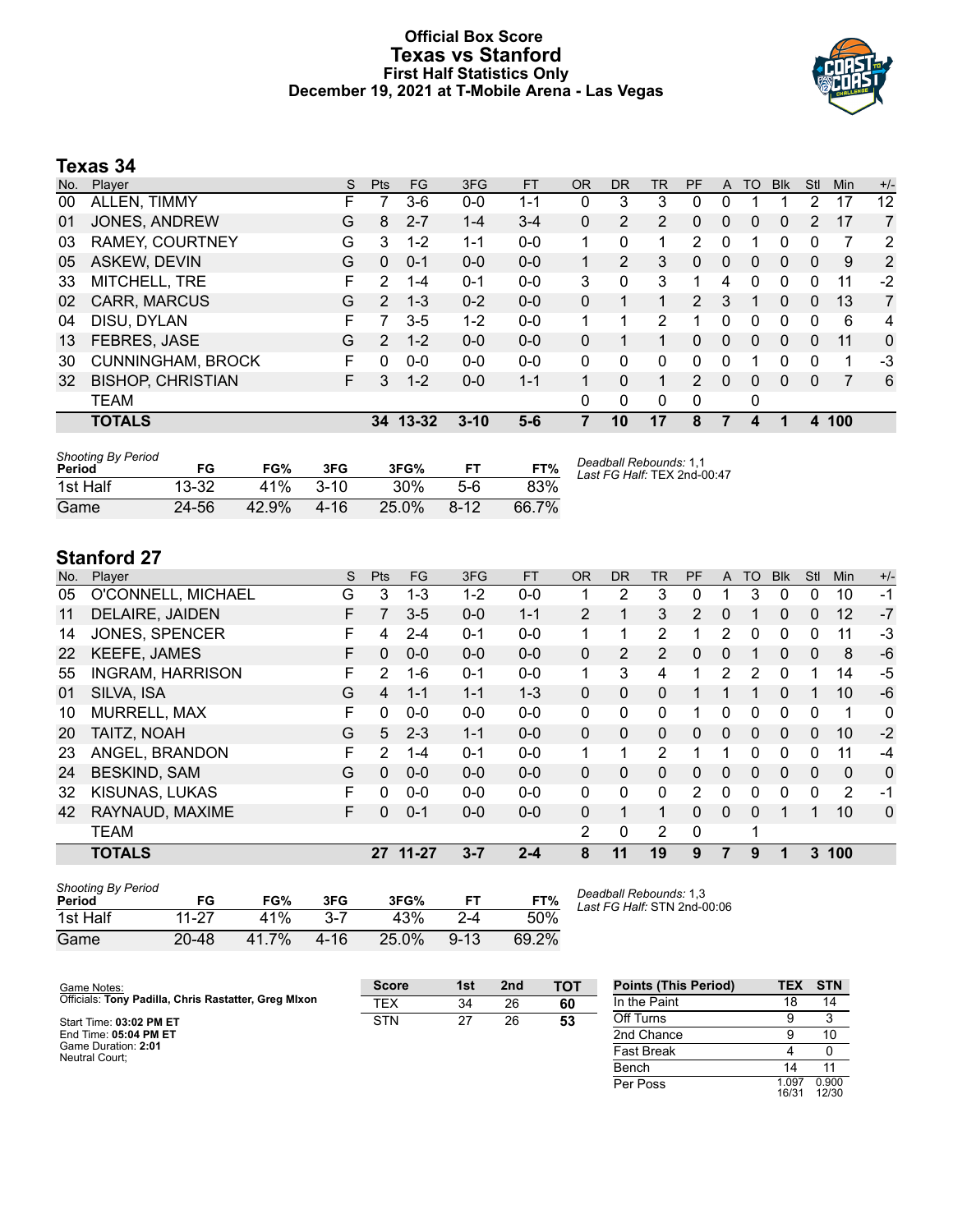# Official Box Score
## Texas vs Stanford
### First Half Statistics Only
### December 19, 2021 at T-Mobile Arena - Las Vegas

## Texas 34

| No. | Player | S | Pts | FG | 3FG | FT | OR | DR | TR | PF | A | TO | Blk | Stl | Min | +/- |
|---|---|---|---|---|---|---|---|---|---|---|---|---|---|---|---|---|
| 00 | ALLEN, TIMMY | F | 7 | 3-6 | 0-0 | 1-1 | 0 | 3 | 3 | 0 | 0 | 1 | 1 | 2 | 17 | 12 |
| 01 | JONES, ANDREW | G | 8 | 2-7 | 1-4 | 3-4 | 0 | 2 | 2 | 0 | 0 | 0 | 0 | 2 | 17 | 7 |
| 03 | RAMEY, COURTNEY | G | 3 | 1-2 | 1-1 | 0-0 | 1 | 0 | 1 | 2 | 0 | 1 | 0 | 0 | 7 | 2 |
| 05 | ASKEW, DEVIN | G | 0 | 0-1 | 0-0 | 0-0 | 1 | 2 | 3 | 0 | 0 | 0 | 0 | 0 | 9 | 2 |
| 33 | MITCHELL, TRE | F | 2 | 1-4 | 0-1 | 0-0 | 3 | 0 | 3 | 1 | 4 | 0 | 0 | 0 | 11 | -2 |
| 02 | CARR, MARCUS | G | 2 | 1-3 | 0-2 | 0-0 | 0 | 1 | 1 | 2 | 3 | 1 | 0 | 0 | 13 | 7 |
| 04 | DISU, DYLAN | F | 7 | 3-5 | 1-2 | 0-0 | 1 | 1 | 2 | 1 | 0 | 0 | 0 | 0 | 6 | 4 |
| 13 | FEBRES, JASE | G | 2 | 1-2 | 0-0 | 0-0 | 0 | 1 | 1 | 0 | 0 | 0 | 0 | 0 | 11 | 0 |
| 30 | CUNNINGHAM, BROCK | F | 0 | 0-0 | 0-0 | 0-0 | 0 | 0 | 0 | 0 | 0 | 1 | 0 | 0 | 1 | -3 |
| 32 | BISHOP, CHRISTIAN | F | 3 | 1-2 | 0-0 | 1-1 | 1 | 0 | 1 | 2 | 0 | 0 | 0 | 0 | 7 | 6 |
| | TEAM | | | | | | 0 | 0 | 0 | 0 | | 0 | | | | |
| | **TOTALS** | | **34** | **13-32** | **3-10** | **5-6** | **7** | **10** | **17** | **8** | **7** | **4** | **1** | **4** | **100** | |

| Shooting By Period Period | FG | FG% | 3FG | 3FG% | FT | FT% |
|---|---|---|---|---|---|---|
| 1st Half | 13-32 | 41% | 3-10 | 30% | 5-6 | 83% |
| Game | 24-56 | 42.9% | 4-16 | 25.0% | 8-12 | 66.7% |

*Deadball Rebounds:* 1,1
*Last FG Half:* TEX 2nd-00:47

## Stanford 27

| No. | Player | S | Pts | FG | 3FG | FT | OR | DR | TR | PF | A | TO | Blk | Stl | Min | +/- |
|---|---|---|---|---|---|---|---|---|---|---|---|---|---|---|---|---|
| 05 | O'CONNELL, MICHAEL | G | 3 | 1-3 | 1-2 | 0-0 | 1 | 2 | 3 | 0 | 1 | 3 | 0 | 0 | 10 | -1 |
| 11 | DELAIRE, JAIDEN | F | 7 | 3-5 | 0-0 | 1-1 | 2 | 1 | 3 | 2 | 0 | 1 | 0 | 0 | 12 | -7 |
| 14 | JONES, SPENCER | F | 4 | 2-4 | 0-1 | 0-0 | 1 | 1 | 2 | 1 | 2 | 0 | 0 | 0 | 11 | -3 |
| 22 | KEEFE, JAMES | F | 0 | 0-0 | 0-0 | 0-0 | 0 | 2 | 2 | 0 | 0 | 1 | 0 | 0 | 8 | -6 |
| 55 | INGRAM, HARRISON | F | 2 | 1-6 | 0-1 | 0-0 | 1 | 3 | 4 | 1 | 2 | 2 | 0 | 1 | 14 | -5 |
| 01 | SILVA, ISA | G | 4 | 1-1 | 1-1 | 1-3 | 0 | 0 | 0 | 1 | 1 | 1 | 0 | 1 | 10 | -6 |
| 10 | MURRELL, MAX | F | 0 | 0-0 | 0-0 | 0-0 | 0 | 0 | 0 | 1 | 0 | 0 | 0 | 0 | 1 | 0 |
| 20 | TAITZ, NOAH | G | 5 | 2-3 | 1-1 | 0-0 | 0 | 0 | 0 | 0 | 0 | 0 | 0 | 0 | 10 | -2 |
| 23 | ANGEL, BRANDON | F | 2 | 1-4 | 0-1 | 0-0 | 1 | 1 | 2 | 1 | 1 | 0 | 0 | 0 | 11 | -4 |
| 24 | BESKIND, SAM | G | 0 | 0-0 | 0-0 | 0-0 | 0 | 0 | 0 | 0 | 0 | 0 | 0 | 0 | 0 | 0 |
| 32 | KISUNAS, LUKAS | F | 0 | 0-0 | 0-0 | 0-0 | 0 | 0 | 0 | 2 | 0 | 0 | 0 | 0 | 2 | -1 |
| 42 | RAYNAUD, MAXIME | F | 0 | 0-1 | 0-0 | 0-0 | 0 | 1 | 1 | 0 | 0 | 0 | 1 | 1 | 10 | 0 |
| | TEAM | | | | | | 2 | 0 | 2 | 0 | | 1 | | | | |
| | **TOTALS** | | **27** | **11-27** | **3-7** | **2-4** | **8** | **11** | **19** | **9** | **7** | **9** | **1** | **3** | **100** | |

| Shooting By Period Period | FG | FG% | 3FG | 3FG% | FT | FT% |
|---|---|---|---|---|---|---|
| 1st Half | 11-27 | 41% | 3-7 | 43% | 2-4 | 50% |
| Game | 20-48 | 41.7% | 4-16 | 25.0% | 9-13 | 69.2% |

*Deadball Rebounds:* 1,3
*Last FG Half:* STN 2nd-00:06

Game Notes:
Officials: **Tony Padilla, Chris Rastatter, Greg MIxon**

Start Time: **03:02 PM ET**
End Time: **05:04 PM ET**
Game Duration: **2:01**
Neutral Court;

| Score | 1st | 2nd | TOT |
|---|---|---|---|
| TEX | 34 | 26 | **60** |
| STN | 27 | 26 | **53** |

| Points (This Period) | TEX | STN |
|---|---|---|
| In the Paint | 18 | 14 |
| Off Turns | 9 | 3 |
| 2nd Chance | 9 | 10 |
| Fast Break | 4 | 0 |
| Bench | 14 | 11 |
| Per Poss | 1.097 16/31 | 0.900 12/30 |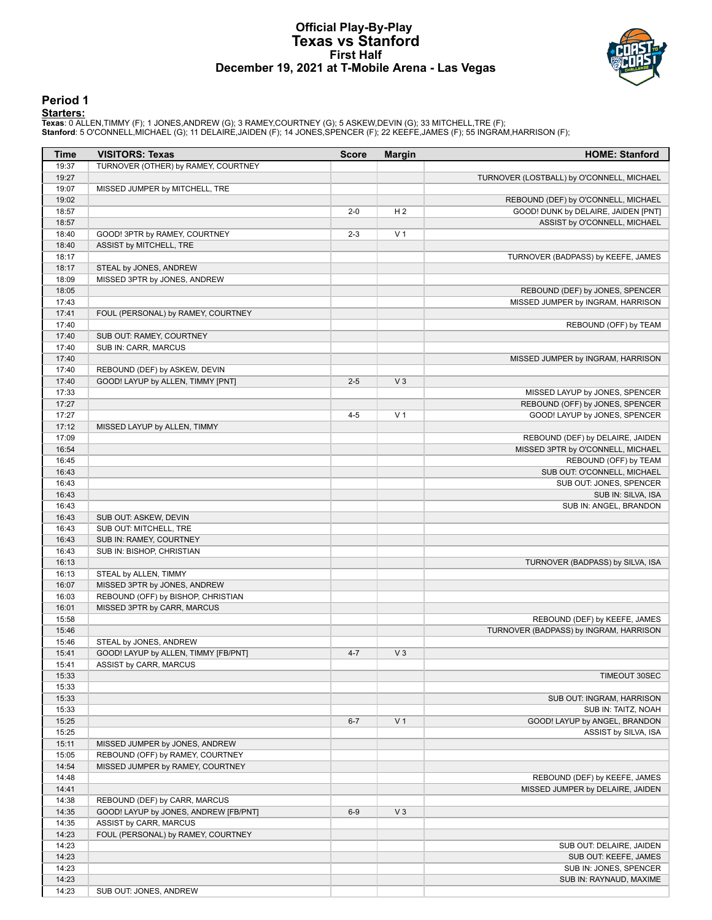# Official Play-By-Play
# Texas vs Stanford
## First Half
## December 19, 2021 at T-Mobile Arena - Las Vegas

### Period 1

**Starters:**

**Texas**: 0 ALLEN,TIMMY (F); 1 JONES,ANDREW (G); 3 RAMEY,COURTNEY (G); 5 ASKEW,DEVIN (G); 33 MITCHELL,TRE (F);
**Stanford**: 5 O'CONNELL,MICHAEL (G); 11 DELAIRE,JAIDEN (F); 14 JONES,SPENCER (F); 22 KEEFE,JAMES (F); 55 INGRAM,HARRISON (F);

| Time | VISITORS: Texas | Score | Margin | HOME: Stanford |
|---|---|---|---|---|
| 19:37 | TURNOVER (OTHER) by RAMEY, COURTNEY | | | |
| 19:27 | | | | TURNOVER (LOSTBALL) by O'CONNELL, MICHAEL |
| 19:07 | MISSED JUMPER by MITCHELL, TRE | | | |
| 19:02 | | | | REBOUND (DEF) by O'CONNELL, MICHAEL |
| 18:57 | | 2-0 | H 2 | GOOD! DUNK by DELAIRE, JAIDEN [PNT] |
| 18:57 | | | | ASSIST by O'CONNELL, MICHAEL |
| 18:40 | GOOD! 3PTR by RAMEY, COURTNEY | 2-3 | V 1 | |
| 18:40 | ASSIST by MITCHELL, TRE | | | |
| 18:17 | | | | TURNOVER (BADPASS) by KEEFE, JAMES |
| 18:17 | STEAL by JONES, ANDREW | | | |
| 18:09 | MISSED 3PTR by JONES, ANDREW | | | |
| 18:05 | | | | REBOUND (DEF) by JONES, SPENCER |
| 17:43 | | | | MISSED JUMPER by INGRAM, HARRISON |
| 17:41 | FOUL (PERSONAL) by RAMEY, COURTNEY | | | |
| 17:40 | | | | REBOUND (OFF) by TEAM |
| 17:40 | SUB OUT: RAMEY, COURTNEY | | | |
| 17:40 | SUB IN: CARR, MARCUS | | | |
| 17:40 | | | | MISSED JUMPER by INGRAM, HARRISON |
| 17:40 | REBOUND (DEF) by ASKEW, DEVIN | | | |
| 17:40 | GOOD! LAYUP by ALLEN, TIMMY [PNT] | 2-5 | V 3 | |
| 17:33 | | | | MISSED LAYUP by JONES, SPENCER |
| 17:27 | | | | REBOUND (OFF) by JONES, SPENCER |
| 17:27 | | 4-5 | V 1 | GOOD! LAYUP by JONES, SPENCER |
| 17:12 | MISSED LAYUP by ALLEN, TIMMY | | | |
| 17:09 | | | | REBOUND (DEF) by DELAIRE, JAIDEN |
| 16:54 | | | | MISSED 3PTR by O'CONNELL, MICHAEL |
| 16:45 | | | | REBOUND (OFF) by TEAM |
| 16:43 | | | | SUB OUT: O'CONNELL, MICHAEL |
| 16:43 | | | | SUB OUT: JONES, SPENCER |
| 16:43 | | | | SUB IN: SILVA, ISA |
| 16:43 | | | | SUB IN: ANGEL, BRANDON |
| 16:43 | SUB OUT: ASKEW, DEVIN | | | |
| 16:43 | SUB OUT: MITCHELL, TRE | | | |
| 16:43 | SUB IN: RAMEY, COURTNEY | | | |
| 16:43 | SUB IN: BISHOP, CHRISTIAN | | | |
| 16:13 | | | | TURNOVER (BADPASS) by SILVA, ISA |
| 16:13 | STEAL by ALLEN, TIMMY | | | |
| 16:07 | MISSED 3PTR by JONES, ANDREW | | | |
| 16:03 | REBOUND (OFF) by BISHOP, CHRISTIAN | | | |
| 16:01 | MISSED 3PTR by CARR, MARCUS | | | |
| 15:58 | | | | REBOUND (DEF) by KEEFE, JAMES |
| 15:46 | | | | TURNOVER (BADPASS) by INGRAM, HARRISON |
| 15:46 | STEAL by JONES, ANDREW | | | |
| 15:41 | GOOD! LAYUP by ALLEN, TIMMY [FB/PNT] | 4-7 | V 3 | |
| 15:41 | ASSIST by CARR, MARCUS | | | |
| 15:33 | | | | TIMEOUT 30SEC |
| 15:33 | | | | |
| 15:33 | | | | SUB OUT: INGRAM, HARRISON |
| 15:33 | | | | SUB IN: TAITZ, NOAH |
| 15:25 | | 6-7 | V 1 | GOOD! LAYUP by ANGEL, BRANDON |
| 15:25 | | | | ASSIST by SILVA, ISA |
| 15:11 | MISSED JUMPER by JONES, ANDREW | | | |
| 15:05 | REBOUND (OFF) by RAMEY, COURTNEY | | | |
| 14:54 | MISSED JUMPER by RAMEY, COURTNEY | | | |
| 14:48 | | | | REBOUND (DEF) by KEEFE, JAMES |
| 14:41 | | | | MISSED JUMPER by DELAIRE, JAIDEN |
| 14:38 | REBOUND (DEF) by CARR, MARCUS | | | |
| 14:35 | GOOD! LAYUP by JONES, ANDREW [FB/PNT] | 6-9 | V 3 | |
| 14:35 | ASSIST by CARR, MARCUS | | | |
| 14:23 | FOUL (PERSONAL) by RAMEY, COURTNEY | | | |
| 14:23 | | | | SUB OUT: DELAIRE, JAIDEN |
| 14:23 | | | | SUB OUT: KEEFE, JAMES |
| 14:23 | | | | SUB IN: JONES, SPENCER |
| 14:23 | | | | SUB IN: RAYNAUD, MAXIME |
| 14:23 | SUB OUT: JONES, ANDREW | | | |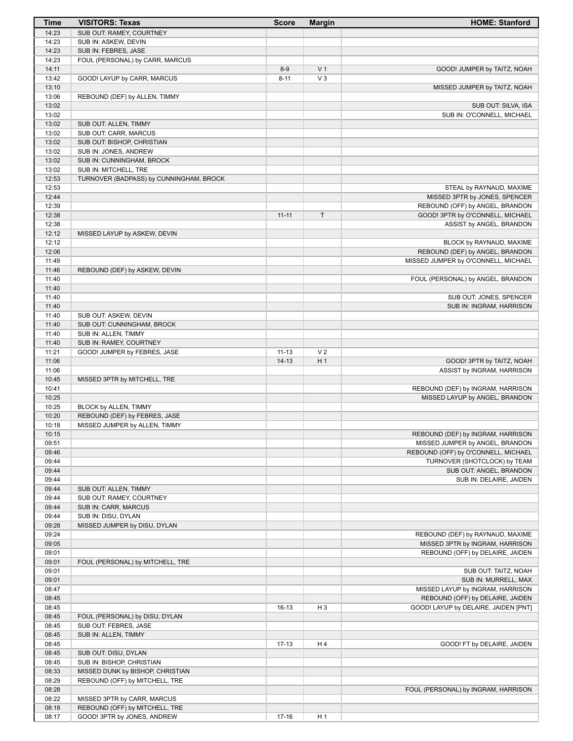| Time | VISITORS: Texas | Score | Margin | HOME: Stanford |
|---|---|---|---|---|
| 14:23 | SUB OUT: RAMEY, COURTNEY | | | |
| 14:23 | SUB IN: ASKEW, DEVIN | | | |
| 14:23 | SUB IN: FEBRES, JASE | | | |
| 14:23 | FOUL (PERSONAL) by CARR, MARCUS | | | |
| 14:11 | | 8-9 | V 1 | GOOD! JUMPER by TAITZ, NOAH |
| 13:42 | GOOD! LAYUP by CARR, MARCUS | 8-11 | V 3 | |
| 13:10 | | | | MISSED JUMPER by TAITZ, NOAH |
| 13:06 | REBOUND (DEF) by ALLEN, TIMMY | | | |
| 13:02 | | | | SUB OUT: SILVA, ISA |
| 13:02 | | | | SUB IN: O'CONNELL, MICHAEL |
| 13:02 | SUB OUT: ALLEN, TIMMY | | | |
| 13:02 | SUB OUT: CARR, MARCUS | | | |
| 13:02 | SUB OUT: BISHOP, CHRISTIAN | | | |
| 13:02 | SUB IN: JONES, ANDREW | | | |
| 13:02 | SUB IN: CUNNINGHAM, BROCK | | | |
| 13:02 | SUB IN: MITCHELL, TRE | | | |
| 12:53 | TURNOVER (BADPASS) by CUNNINGHAM, BROCK | | | |
| 12:53 | | | | STEAL by RAYNAUD, MAXIME |
| 12:44 | | | | MISSED 3PTR by JONES, SPENCER |
| 12:39 | | | | REBOUND (OFF) by ANGEL, BRANDON |
| 12:38 | | 11-11 | T | GOOD! 3PTR by O'CONNELL, MICHAEL |
| 12:38 | | | | ASSIST by ANGEL, BRANDON |
| 12:12 | MISSED LAYUP by ASKEW, DEVIN | | | |
| 12:12 | | | | BLOCK by RAYNAUD, MAXIME |
| 12:06 | | | | REBOUND (DEF) by ANGEL, BRANDON |
| 11:49 | | | | MISSED JUMPER by O'CONNELL, MICHAEL |
| 11:46 | REBOUND (DEF) by ASKEW, DEVIN | | | |
| 11:40 | | | | FOUL (PERSONAL) by ANGEL, BRANDON |
| 11:40 | | | | |
| 11:40 | | | | SUB OUT: JONES, SPENCER |
| 11:40 | | | | SUB IN: INGRAM, HARRISON |
| 11:40 | SUB OUT: ASKEW, DEVIN | | | |
| 11:40 | SUB OUT: CUNNINGHAM, BROCK | | | |
| 11:40 | SUB IN: ALLEN, TIMMY | | | |
| 11:40 | SUB IN: RAMEY, COURTNEY | | | |
| 11:21 | GOOD! JUMPER by FEBRES, JASE | 11-13 | V 2 | |
| 11:06 | | 14-13 | H 1 | GOOD! 3PTR by TAITZ, NOAH |
| 11:06 | | | | ASSIST by INGRAM, HARRISON |
| 10:45 | MISSED 3PTR by MITCHELL, TRE | | | |
| 10:41 | | | | REBOUND (DEF) by INGRAM, HARRISON |
| 10:25 | | | | MISSED LAYUP by ANGEL, BRANDON |
| 10:25 | BLOCK by ALLEN, TIMMY | | | |
| 10:20 | REBOUND (DEF) by FEBRES, JASE | | | |
| 10:18 | MISSED JUMPER by ALLEN, TIMMY | | | |
| 10:15 | | | | REBOUND (DEF) by INGRAM, HARRISON |
| 09:51 | | | | MISSED JUMPER by ANGEL, BRANDON |
| 09:46 | | | | REBOUND (OFF) by O'CONNELL, MICHAEL |
| 09:44 | | | | TURNOVER (SHOTCLOCK) by TEAM |
| 09:44 | | | | SUB OUT: ANGEL, BRANDON |
| 09:44 | | | | SUB IN: DELAIRE, JAIDEN |
| 09:44 | SUB OUT: ALLEN, TIMMY | | | |
| 09:44 | SUB OUT: RAMEY, COURTNEY | | | |
| 09:44 | SUB IN: CARR, MARCUS | | | |
| 09:44 | SUB IN: DISU, DYLAN | | | |
| 09:28 | MISSED JUMPER by DISU, DYLAN | | | |
| 09:24 | | | | REBOUND (DEF) by RAYNAUD, MAXIME |
| 09:05 | | | | MISSED 3PTR by INGRAM, HARRISON |
| 09:01 | | | | REBOUND (OFF) by DELAIRE, JAIDEN |
| 09:01 | FOUL (PERSONAL) by MITCHELL, TRE | | | |
| 09:01 | | | | SUB OUT: TAITZ, NOAH |
| 09:01 | | | | SUB IN: MURRELL, MAX |
| 08:47 | | | | MISSED LAYUP by INGRAM, HARRISON |
| 08:45 | | | | REBOUND (OFF) by DELAIRE, JAIDEN |
| 08:45 | | 16-13 | H 3 | GOOD! LAYUP by DELAIRE, JAIDEN [PNT] |
| 08:45 | FOUL (PERSONAL) by DISU, DYLAN | | | |
| 08:45 | SUB OUT: FEBRES, JASE | | | |
| 08:45 | SUB IN: ALLEN, TIMMY | | | |
| 08:45 | | 17-13 | H 4 | GOOD! FT by DELAIRE, JAIDEN |
| 08:45 | SUB OUT: DISU, DYLAN | | | |
| 08:45 | SUB IN: BISHOP, CHRISTIAN | | | |
| 08:33 | MISSED DUNK by BISHOP, CHRISTIAN | | | |
| 08:29 | REBOUND (OFF) by MITCHELL, TRE | | | |
| 08:28 | | | | FOUL (PERSONAL) by INGRAM, HARRISON |
| 08:22 | MISSED 3PTR by CARR, MARCUS | | | |
| 08:18 | REBOUND (OFF) by MITCHELL, TRE | | | |
| 08:17 | GOOD! 3PTR by JONES, ANDREW | 17-16 | H 1 | |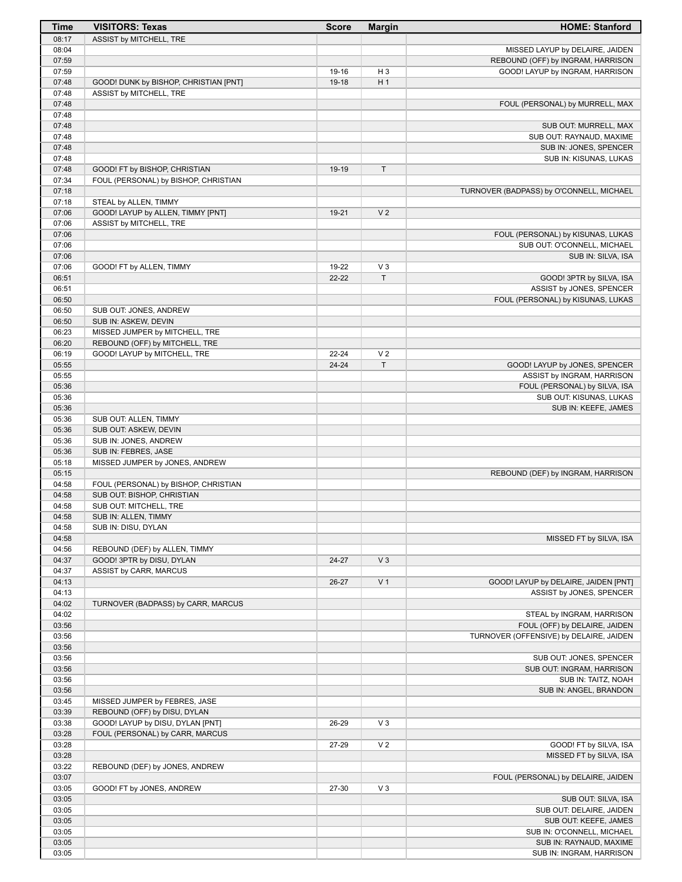| Time | VISITORS: Texas | Score | Margin | HOME: Stanford |
|---|---|---|---|---|
| 08:17 | ASSIST by MITCHELL, TRE | | | |
| 08:04 | | | | MISSED LAYUP by DELAIRE, JAIDEN |
| 07:59 | | | | REBOUND (OFF) by INGRAM, HARRISON |
| 07:59 | | 19-16 | H 3 | GOOD! LAYUP by INGRAM, HARRISON |
| 07:48 | GOOD! DUNK by BISHOP, CHRISTIAN [PNT] | 19-18 | H 1 | |
| 07:48 | ASSIST by MITCHELL, TRE | | | |
| 07:48 | | | | FOUL (PERSONAL) by MURRELL, MAX |
| 07:48 | | | | |
| 07:48 | | | | SUB OUT: MURRELL, MAX |
| 07:48 | | | | SUB OUT: RAYNAUD, MAXIME |
| 07:48 | | | | SUB IN: JONES, SPENCER |
| 07:48 | | | | SUB IN: KISUNAS, LUKAS |
| 07:48 | GOOD! FT by BISHOP, CHRISTIAN | 19-19 | T | |
| 07:34 | FOUL (PERSONAL) by BISHOP, CHRISTIAN | | | |
| 07:18 | | | | TURNOVER (BADPASS) by O'CONNELL, MICHAEL |
| 07:18 | STEAL by ALLEN, TIMMY | | | |
| 07:06 | GOOD! LAYUP by ALLEN, TIMMY [PNT] | 19-21 | V 2 | |
| 07:06 | ASSIST by MITCHELL, TRE | | | |
| 07:06 | | | | FOUL (PERSONAL) by KISUNAS, LUKAS |
| 07:06 | | | | SUB OUT: O'CONNELL, MICHAEL |
| 07:06 | | | | SUB IN: SILVA, ISA |
| 07:06 | GOOD! FT by ALLEN, TIMMY | 19-22 | V 3 | |
| 06:51 | | 22-22 | T | GOOD! 3PTR by SILVA, ISA |
| 06:51 | | | | ASSIST by JONES, SPENCER |
| 06:50 | | | | FOUL (PERSONAL) by KISUNAS, LUKAS |
| 06:50 | SUB OUT: JONES, ANDREW | | | |
| 06:50 | SUB IN: ASKEW, DEVIN | | | |
| 06:23 | MISSED JUMPER by MITCHELL, TRE | | | |
| 06:20 | REBOUND (OFF) by MITCHELL, TRE | | | |
| 06:19 | GOOD! LAYUP by MITCHELL, TRE | 22-24 | V 2 | |
| 05:55 | | 24-24 | T | GOOD! LAYUP by JONES, SPENCER |
| 05:55 | | | | ASSIST by INGRAM, HARRISON |
| 05:36 | | | | FOUL (PERSONAL) by SILVA, ISA |
| 05:36 | | | | SUB OUT: KISUNAS, LUKAS |
| 05:36 | | | | SUB IN: KEEFE, JAMES |
| 05:36 | SUB OUT: ALLEN, TIMMY | | | |
| 05:36 | SUB OUT: ASKEW, DEVIN | | | |
| 05:36 | SUB IN: JONES, ANDREW | | | |
| 05:36 | SUB IN: FEBRES, JASE | | | |
| 05:18 | MISSED JUMPER by JONES, ANDREW | | | |
| 05:15 | | | | REBOUND (DEF) by INGRAM, HARRISON |
| 04:58 | FOUL (PERSONAL) by BISHOP, CHRISTIAN | | | |
| 04:58 | SUB OUT: BISHOP, CHRISTIAN | | | |
| 04:58 | SUB OUT: MITCHELL, TRE | | | |
| 04:58 | SUB IN: ALLEN, TIMMY | | | |
| 04:58 | SUB IN: DISU, DYLAN | | | |
| 04:58 | | | | MISSED FT by SILVA, ISA |
| 04:56 | REBOUND (DEF) by ALLEN, TIMMY | | | |
| 04:37 | GOOD! 3PTR by DISU, DYLAN | 24-27 | V 3 | |
| 04:37 | ASSIST by CARR, MARCUS | | | |
| 04:13 | | 26-27 | V 1 | GOOD! LAYUP by DELAIRE, JAIDEN [PNT] |
| 04:13 | | | | ASSIST by JONES, SPENCER |
| 04:02 | TURNOVER (BADPASS) by CARR, MARCUS | | | |
| 04:02 | | | | STEAL by INGRAM, HARRISON |
| 03:56 | | | | FOUL (OFF) by DELAIRE, JAIDEN |
| 03:56 | | | | TURNOVER (OFFENSIVE) by DELAIRE, JAIDEN |
| 03:56 | | | | |
| 03:56 | | | | SUB OUT: JONES, SPENCER |
| 03:56 | | | | SUB OUT: INGRAM, HARRISON |
| 03:56 | | | | SUB IN: TAITZ, NOAH |
| 03:56 | | | | SUB IN: ANGEL, BRANDON |
| 03:45 | MISSED JUMPER by FEBRES, JASE | | | |
| 03:39 | REBOUND (OFF) by DISU, DYLAN | | | |
| 03:38 | GOOD! LAYUP by DISU, DYLAN [PNT] | 26-29 | V 3 | |
| 03:28 | FOUL (PERSONAL) by CARR, MARCUS | | | |
| 03:28 | | 27-29 | V 2 | GOOD! FT by SILVA, ISA |
| 03:28 | | | | MISSED FT by SILVA, ISA |
| 03:22 | REBOUND (DEF) by JONES, ANDREW | | | |
| 03:07 | | | | FOUL (PERSONAL) by DELAIRE, JAIDEN |
| 03:05 | GOOD! FT by JONES, ANDREW | 27-30 | V 3 | |
| 03:05 | | | | SUB OUT: SILVA, ISA |
| 03:05 | | | | SUB OUT: DELAIRE, JAIDEN |
| 03:05 | | | | SUB OUT: KEEFE, JAMES |
| 03:05 | | | | SUB IN: O'CONNELL, MICHAEL |
| 03:05 | | | | SUB IN: RAYNAUD, MAXIME |
| 03:05 | | | | SUB IN: INGRAM, HARRISON |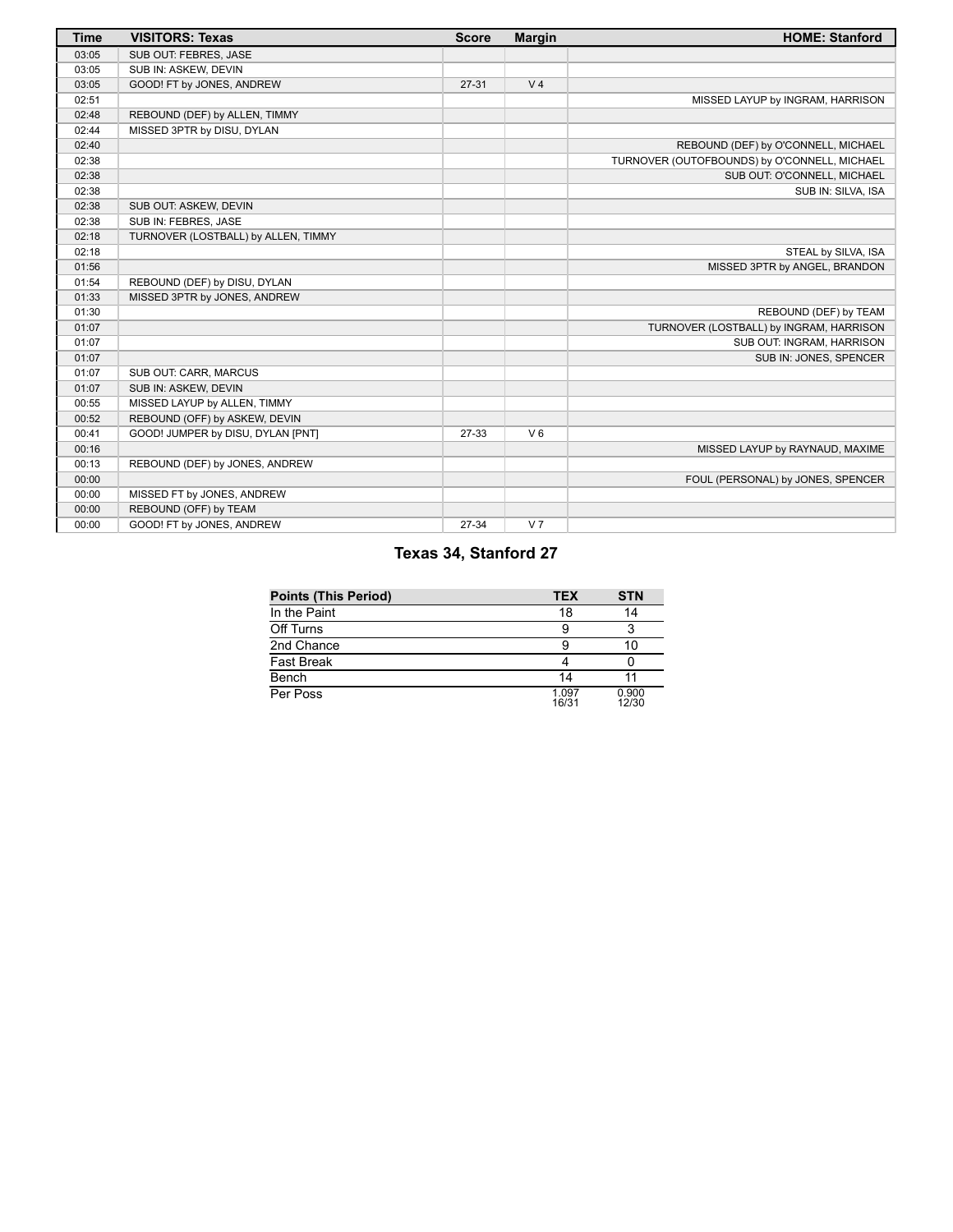| Time | VISITORS: Texas | Score | Margin | HOME: Stanford |
|---|---|---|---|---|
| 03:05 | SUB OUT: FEBRES, JASE | | | |
| 03:05 | SUB IN: ASKEW, DEVIN | | | |
| 03:05 | GOOD! FT by JONES, ANDREW | 27-31 | V 4 | |
| 02:51 | | | | MISSED LAYUP by INGRAM, HARRISON |
| 02:48 | REBOUND (DEF) by ALLEN, TIMMY | | | |
| 02:44 | MISSED 3PTR by DISU, DYLAN | | | |
| 02:40 | | | | REBOUND (DEF) by O'CONNELL, MICHAEL |
| 02:38 | | | | TURNOVER (OUTOFBOUNDS) by O'CONNELL, MICHAEL |
| 02:38 | | | | SUB OUT: O'CONNELL, MICHAEL |
| 02:38 | | | | SUB IN: SILVA, ISA |
| 02:38 | SUB OUT: ASKEW, DEVIN | | | |
| 02:38 | SUB IN: FEBRES, JASE | | | |
| 02:18 | TURNOVER (LOSTBALL) by ALLEN, TIMMY | | | |
| 02:18 | | | | STEAL by SILVA, ISA |
| 01:56 | | | | MISSED 3PTR by ANGEL, BRANDON |
| 01:54 | REBOUND (DEF) by DISU, DYLAN | | | |
| 01:33 | MISSED 3PTR by JONES, ANDREW | | | |
| 01:30 | | | | REBOUND (DEF) by TEAM |
| 01:07 | | | | TURNOVER (LOSTBALL) by INGRAM, HARRISON |
| 01:07 | | | | SUB OUT: INGRAM, HARRISON |
| 01:07 | | | | SUB IN: JONES, SPENCER |
| 01:07 | SUB OUT: CARR, MARCUS | | | |
| 01:07 | SUB IN: ASKEW, DEVIN | | | |
| 00:55 | MISSED LAYUP by ALLEN, TIMMY | | | |
| 00:52 | REBOUND (OFF) by ASKEW, DEVIN | | | |
| 00:41 | GOOD! JUMPER by DISU, DYLAN [PNT] | 27-33 | V 6 | |
| 00:16 | | | | MISSED LAYUP by RAYNAUD, MAXIME |
| 00:13 | REBOUND (DEF) by JONES, ANDREW | | | |
| 00:00 | | | | FOUL (PERSONAL) by JONES, SPENCER |
| 00:00 | MISSED FT by JONES, ANDREW | | | |
| 00:00 | REBOUND (OFF) by TEAM | | | |
| 00:00 | GOOD! FT by JONES, ANDREW | 27-34 | V 7 | |

## Texas 34, Stanford 27

| Points (This Period) | TEX | STN |
|---|---|---|
| In the Paint | 18 | 14 |
| Off Turns | 9 | 3 |
| 2nd Chance | 9 | 10 |
| Fast Break | 4 | 0 |
| Bench | 14 | 11 |
| Per Poss | 1.097 16/31 | 0.900 12/30 |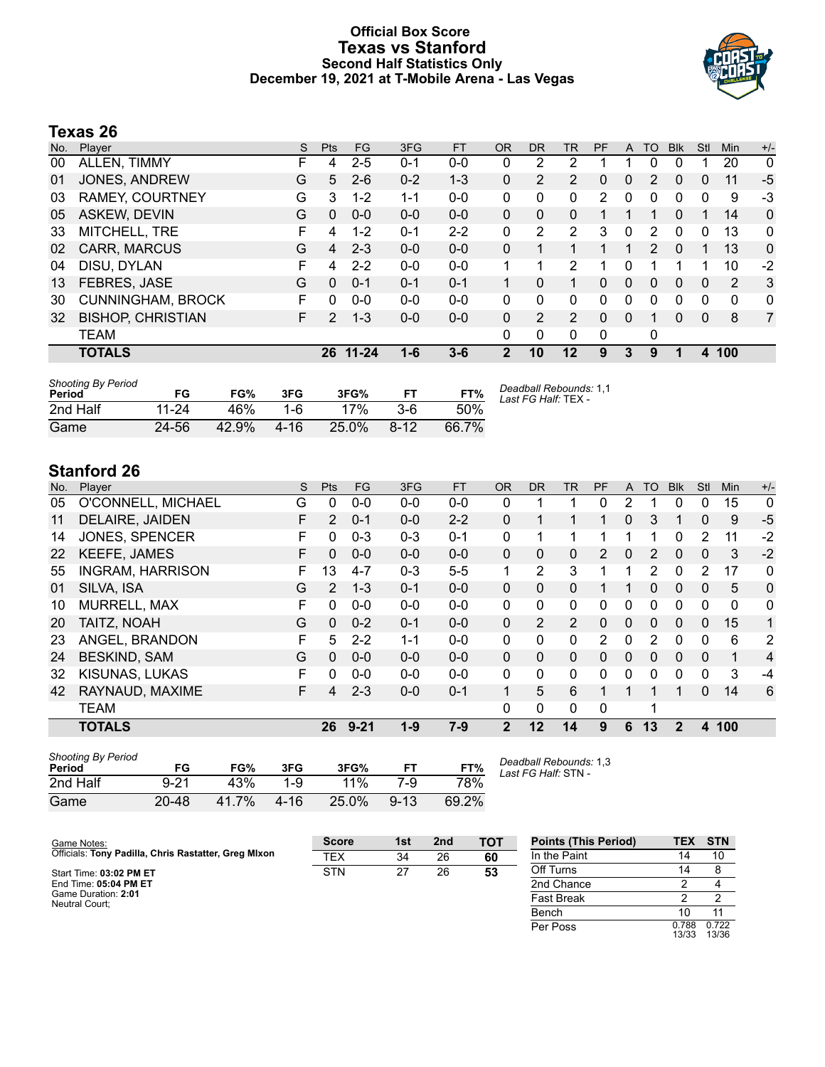# Official Box Score
## Texas vs Stanford
### Second Half Statistics Only
### December 19, 2021 at T-Mobile Arena - Las Vegas

## Texas 26

| No. | Player | S | Pts | FG | 3FG | FT | OR | DR | TR | PF | A | TO | Blk | Stl | Min | +/- |
|---|---|---|---|---|---|---|---|---|---|---|---|---|---|---|---|---|
| 00 | ALLEN, TIMMY | F | 4 | 2-5 | 0-1 | 0-0 | 0 | 2 | 2 | 1 | 1 | 0 | 0 | 1 | 20 | 0 |
| 01 | JONES, ANDREW | G | 5 | 2-6 | 0-2 | 1-3 | 0 | 2 | 2 | 0 | 0 | 2 | 0 | 0 | 11 | -5 |
| 03 | RAMEY, COURTNEY | G | 3 | 1-2 | 1-1 | 0-0 | 0 | 0 | 0 | 2 | 0 | 0 | 0 | 0 | 9 | -3 |
| 05 | ASKEW, DEVIN | G | 0 | 0-0 | 0-0 | 0-0 | 0 | 0 | 0 | 1 | 1 | 1 | 0 | 1 | 14 | 0 |
| 33 | MITCHELL, TRE | F | 4 | 1-2 | 0-1 | 2-2 | 0 | 2 | 2 | 3 | 0 | 2 | 0 | 0 | 13 | 0 |
| 02 | CARR, MARCUS | G | 4 | 2-3 | 0-0 | 0-0 | 0 | 1 | 1 | 1 | 1 | 2 | 0 | 1 | 13 | 0 |
| 04 | DISU, DYLAN | F | 4 | 2-2 | 0-0 | 0-0 | 1 | 1 | 2 | 1 | 0 | 1 | 1 | 1 | 10 | -2 |
| 13 | FEBRES, JASE | G | 0 | 0-1 | 0-1 | 0-1 | 1 | 0 | 1 | 0 | 0 | 0 | 0 | 0 | 2 | 3 |
| 30 | CUNNINGHAM, BROCK | F | 0 | 0-0 | 0-0 | 0-0 | 0 | 0 | 0 | 0 | 0 | 0 | 0 | 0 | 0 | 0 |
| 32 | BISHOP, CHRISTIAN | F | 2 | 1-3 | 0-0 | 0-0 | 0 | 2 | 2 | 0 | 0 | 1 | 0 | 0 | 8 | 7 |
| | TEAM | | | | | | 0 | 0 | 0 | 0 | | 0 | | | | |
| | **TOTALS** | | **26** | **11-24** | **1-6** | **3-6** | **2** | **10** | **12** | **9** | **3** | **9** | **1** | **4** | **100** | |

| Shooting By Period Period | FG | FG% | 3FG | 3FG% | FT | FT% |
|---|---|---|---|---|---|---|
| 2nd Half | 11-24 | 46% | 1-6 | 17% | 3-6 | 50% |
| Game | 24-56 | 42.9% | 4-16 | 25.0% | 8-12 | 66.7% |

*Deadball Rebounds:* 1,1
*Last FG Half:* TEX -

## Stanford 26

| No. | Player | S | Pts | FG | 3FG | FT | OR | DR | TR | PF | A | TO | Blk | Stl | Min | +/- |
|---|---|---|---|---|---|---|---|---|---|---|---|---|---|---|---|---|
| 05 | O'CONNELL, MICHAEL | G | 0 | 0-0 | 0-0 | 0-0 | 0 | 1 | 1 | 0 | 2 | 1 | 0 | 0 | 15 | 0 |
| 11 | DELAIRE, JAIDEN | F | 2 | 0-1 | 0-0 | 2-2 | 0 | 1 | 1 | 1 | 0 | 3 | 1 | 0 | 9 | -5 |
| 14 | JONES, SPENCER | F | 0 | 0-3 | 0-3 | 0-1 | 0 | 1 | 1 | 1 | 1 | 1 | 0 | 2 | 11 | -2 |
| 22 | KEEFE, JAMES | F | 0 | 0-0 | 0-0 | 0-0 | 0 | 0 | 0 | 2 | 0 | 2 | 0 | 0 | 3 | -2 |
| 55 | INGRAM, HARRISON | F | 13 | 4-7 | 0-3 | 5-5 | 1 | 2 | 3 | 1 | 1 | 2 | 0 | 2 | 17 | 0 |
| 01 | SILVA, ISA | G | 2 | 1-3 | 0-1 | 0-0 | 0 | 0 | 0 | 1 | 1 | 0 | 0 | 0 | 5 | 0 |
| 10 | MURRELL, MAX | F | 0 | 0-0 | 0-0 | 0-0 | 0 | 0 | 0 | 0 | 0 | 0 | 0 | 0 | 0 | 0 |
| 20 | TAITZ, NOAH | G | 0 | 0-2 | 0-1 | 0-0 | 0 | 2 | 2 | 0 | 0 | 0 | 0 | 0 | 15 | 1 |
| 23 | ANGEL, BRANDON | F | 5 | 2-2 | 1-1 | 0-0 | 0 | 0 | 0 | 2 | 0 | 2 | 0 | 0 | 6 | 2 |
| 24 | BESKIND, SAM | G | 0 | 0-0 | 0-0 | 0-0 | 0 | 0 | 0 | 0 | 0 | 0 | 0 | 0 | 1 | 4 |
| 32 | KISUNAS, LUKAS | F | 0 | 0-0 | 0-0 | 0-0 | 0 | 0 | 0 | 0 | 0 | 0 | 0 | 0 | 3 | -4 |
| 42 | RAYNAUD, MAXIME | F | 4 | 2-3 | 0-0 | 0-1 | 1 | 5 | 6 | 1 | 1 | 1 | 1 | 0 | 14 | 6 |
| | TEAM | | | | | | 0 | 0 | 0 | 0 | | 1 | | | | |
| | **TOTALS** | | **26** | **9-21** | **1-9** | **7-9** | **2** | **12** | **14** | **9** | **6** | **13** | **2** | **4** | **100** | |

| Shooting By Period Period | FG | FG% | 3FG | 3FG% | FT | FT% |
|---|---|---|---|---|---|---|
| 2nd Half | 9-21 | 43% | 1-9 | 11% | 7-9 | 78% |
| Game | 20-48 | 41.7% | 4-16 | 25.0% | 9-13 | 69.2% |

*Deadball Rebounds:* 1,3
*Last FG Half:* STN -

Game Notes:
Officials: **Tony Padilla, Chris Rastatter, Greg MIxon**

Start Time: **03:02 PM ET**
End Time: **05:04 PM ET**
Game Duration: **2:01**
Neutral Court;

| Score | 1st | 2nd | TOT |
|---|---|---|---|
| TEX | 34 | 26 | **60** |
| STN | 27 | 26 | **53** |

| Points (This Period) | TEX | STN |
|---|---|---|
| In the Paint | 14 | 10 |
| Off Turns | 14 | 8 |
| 2nd Chance | 2 | 4 |
| Fast Break | 2 | 2 |
| Bench | 10 | 11 |
| Per Poss | 0.788 13/33 | 0.722 13/36 |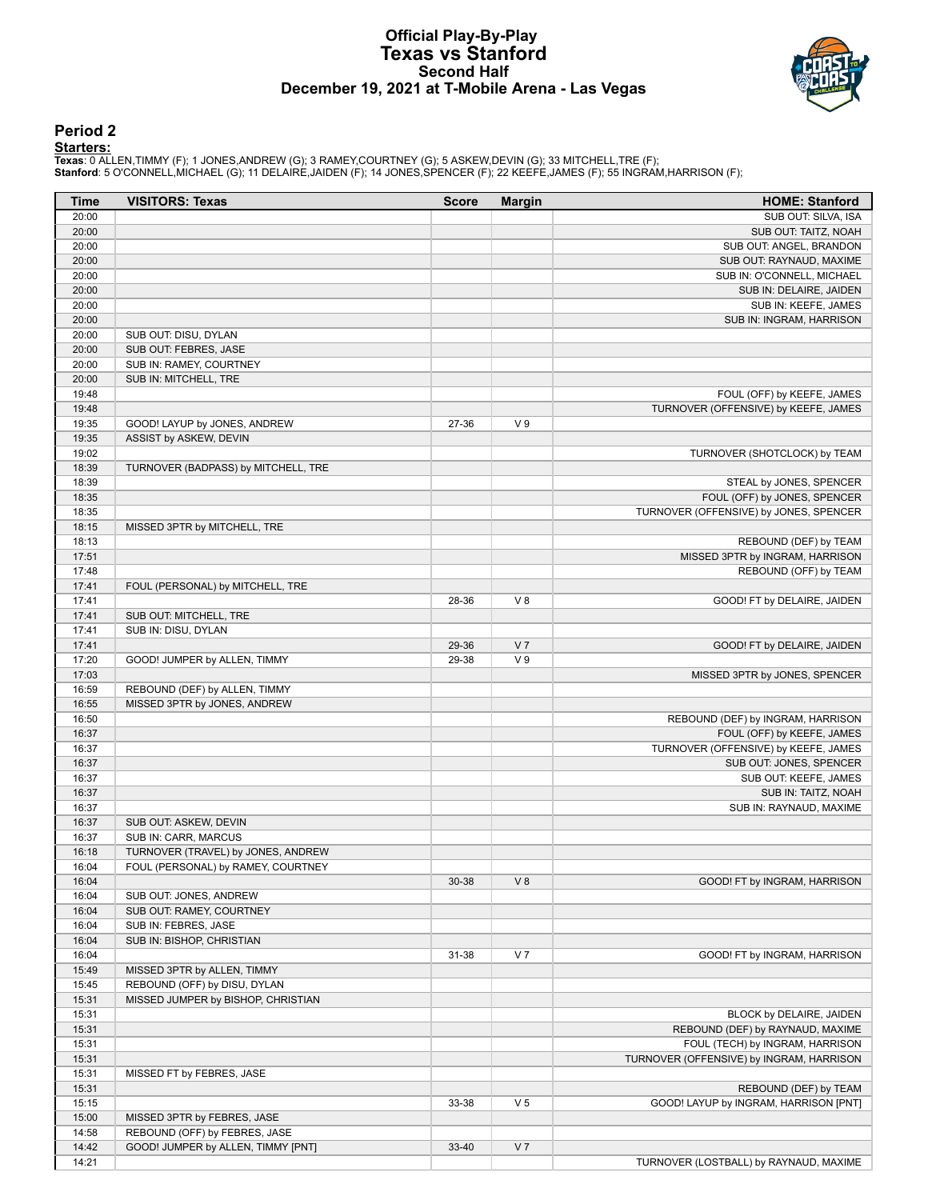# Official Play-By-Play
## Texas vs Stanford
### Second Half
### December 19, 2021 at T-Mobile Arena - Las Vegas

## Period 2

**Starters:**

**Texas**: 0 ALLEN,TIMMY (F); 1 JONES,ANDREW (G); 3 RAMEY,COURTNEY (G); 5 ASKEW,DEVIN (G); 33 MITCHELL,TRE (F);
**Stanford**: 5 O'CONNELL,MICHAEL (G); 11 DELAIRE,JAIDEN (F); 14 JONES,SPENCER (F); 22 KEEFE,JAMES (F); 55 INGRAM,HARRISON (F);

| Time | VISITORS: Texas | Score | Margin | HOME: Stanford |
|---|---|---|---|---|
| 20:00 | | | | SUB OUT: SILVA, ISA |
| 20:00 | | | | SUB OUT: TAITZ, NOAH |
| 20:00 | | | | SUB OUT: ANGEL, BRANDON |
| 20:00 | | | | SUB OUT: RAYNAUD, MAXIME |
| 20:00 | | | | SUB IN: O'CONNELL, MICHAEL |
| 20:00 | | | | SUB IN: DELAIRE, JAIDEN |
| 20:00 | | | | SUB IN: KEEFE, JAMES |
| 20:00 | | | | SUB IN: INGRAM, HARRISON |
| 20:00 | SUB OUT: DISU, DYLAN | | | |
| 20:00 | SUB OUT: FEBRES, JASE | | | |
| 20:00 | SUB IN: RAMEY, COURTNEY | | | |
| 20:00 | SUB IN: MITCHELL, TRE | | | |
| 19:48 | | | | FOUL (OFF) by KEEFE, JAMES |
| 19:48 | | | | TURNOVER (OFFENSIVE) by KEEFE, JAMES |
| 19:35 | GOOD! LAYUP by JONES, ANDREW | 27-36 | V 9 | |
| 19:35 | ASSIST by ASKEW, DEVIN | | | |
| 19:02 | | | | TURNOVER (SHOTCLOCK) by TEAM |
| 18:39 | TURNOVER (BADPASS) by MITCHELL, TRE | | | |
| 18:39 | | | | STEAL by JONES, SPENCER |
| 18:35 | | | | FOUL (OFF) by JONES, SPENCER |
| 18:35 | | | | TURNOVER (OFFENSIVE) by JONES, SPENCER |
| 18:15 | MISSED 3PTR by MITCHELL, TRE | | | |
| 18:13 | | | | REBOUND (DEF) by TEAM |
| 17:51 | | | | MISSED 3PTR by INGRAM, HARRISON |
| 17:48 | | | | REBOUND (OFF) by TEAM |
| 17:41 | FOUL (PERSONAL) by MITCHELL, TRE | | | |
| 17:41 | | 28-36 | V 8 | GOOD! FT by DELAIRE, JAIDEN |
| 17:41 | SUB OUT: MITCHELL, TRE | | | |
| 17:41 | SUB IN: DISU, DYLAN | | | |
| 17:41 | | 29-36 | V 7 | GOOD! FT by DELAIRE, JAIDEN |
| 17:20 | GOOD! JUMPER by ALLEN, TIMMY | 29-38 | V 9 | |
| 17:03 | | | | MISSED 3PTR by JONES, SPENCER |
| 16:59 | REBOUND (DEF) by ALLEN, TIMMY | | | |
| 16:55 | MISSED 3PTR by JONES, ANDREW | | | |
| 16:50 | | | | REBOUND (DEF) by INGRAM, HARRISON |
| 16:37 | | | | FOUL (OFF) by KEEFE, JAMES |
| 16:37 | | | | TURNOVER (OFFENSIVE) by KEEFE, JAMES |
| 16:37 | | | | SUB OUT: JONES, SPENCER |
| 16:37 | | | | SUB OUT: KEEFE, JAMES |
| 16:37 | | | | SUB IN: TAITZ, NOAH |
| 16:37 | | | | SUB IN: RAYNAUD, MAXIME |
| 16:37 | SUB OUT: ASKEW, DEVIN | | | |
| 16:37 | SUB IN: CARR, MARCUS | | | |
| 16:18 | TURNOVER (TRAVEL) by JONES, ANDREW | | | |
| 16:04 | FOUL (PERSONAL) by RAMEY, COURTNEY | | | |
| 16:04 | | 30-38 | V 8 | GOOD! FT by INGRAM, HARRISON |
| 16:04 | SUB OUT: JONES, ANDREW | | | |
| 16:04 | SUB OUT: RAMEY, COURTNEY | | | |
| 16:04 | SUB IN: FEBRES, JASE | | | |
| 16:04 | SUB IN: BISHOP, CHRISTIAN | | | |
| 16:04 | | 31-38 | V 7 | GOOD! FT by INGRAM, HARRISON |
| 15:49 | MISSED 3PTR by ALLEN, TIMMY | | | |
| 15:45 | REBOUND (OFF) by DISU, DYLAN | | | |
| 15:31 | MISSED JUMPER by BISHOP, CHRISTIAN | | | |
| 15:31 | | | | BLOCK by DELAIRE, JAIDEN |
| 15:31 | | | | REBOUND (DEF) by RAYNAUD, MAXIME |
| 15:31 | | | | FOUL (TECH) by INGRAM, HARRISON |
| 15:31 | | | | TURNOVER (OFFENSIVE) by INGRAM, HARRISON |
| 15:31 | MISSED FT by FEBRES, JASE | | | |
| 15:31 | | | | REBOUND (DEF) by TEAM |
| 15:15 | | 33-38 | V 5 | GOOD! LAYUP by INGRAM, HARRISON [PNT] |
| 15:00 | MISSED 3PTR by FEBRES, JASE | | | |
| 14:58 | REBOUND (OFF) by FEBRES, JASE | | | |
| 14:42 | GOOD! JUMPER by ALLEN, TIMMY [PNT] | 33-40 | V 7 | |
| 14:21 | | | | TURNOVER (LOSTBALL) by RAYNAUD, MAXIME |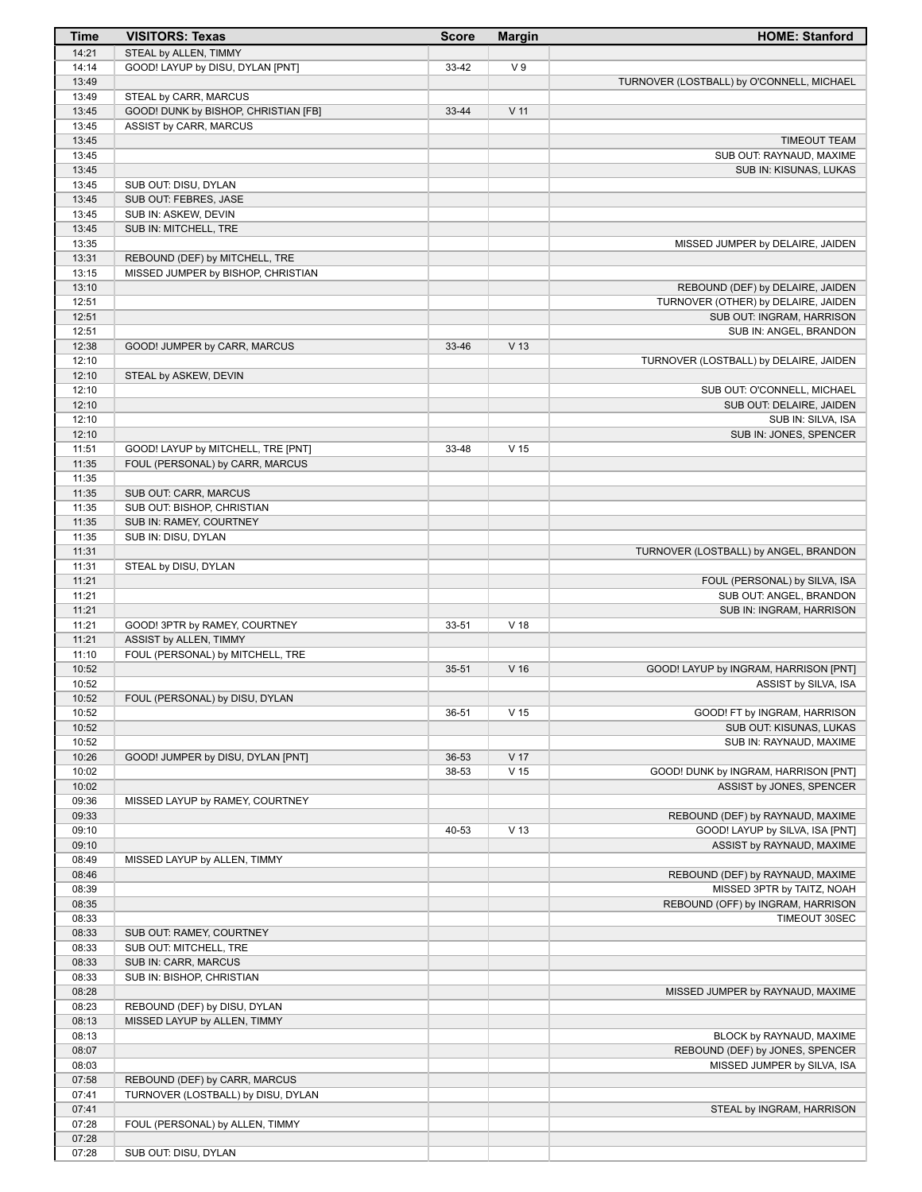| Time | VISITORS: Texas | Score | Margin | HOME: Stanford |
| --- | --- | --- | --- | --- |
| 14:21 | STEAL by ALLEN, TIMMY | | | |
| 14:14 | GOOD! LAYUP by DISU, DYLAN [PNT] | 33-42 | V 9 | |
| 13:49 | | | | TURNOVER (LOSTBALL) by O'CONNELL, MICHAEL |
| 13:49 | STEAL by CARR, MARCUS | | | |
| 13:45 | GOOD! DUNK by BISHOP, CHRISTIAN [FB] | 33-44 | V 11 | |
| 13:45 | ASSIST by CARR, MARCUS | | | |
| 13:45 | | | | TIMEOUT TEAM |
| 13:45 | | | | SUB OUT: RAYNAUD, MAXIME |
| 13:45 | | | | SUB IN: KISUNAS, LUKAS |
| 13:45 | SUB OUT: DISU, DYLAN | | | |
| 13:45 | SUB OUT: FEBRES, JASE | | | |
| 13:45 | SUB IN: ASKEW, DEVIN | | | |
| 13:45 | SUB IN: MITCHELL, TRE | | | |
| 13:35 | | | | MISSED JUMPER by DELAIRE, JAIDEN |
| 13:31 | REBOUND (DEF) by MITCHELL, TRE | | | |
| 13:15 | MISSED JUMPER by BISHOP, CHRISTIAN | | | |
| 13:10 | | | | REBOUND (DEF) by DELAIRE, JAIDEN |
| 12:51 | | | | TURNOVER (OTHER) by DELAIRE, JAIDEN |
| 12:51 | | | | SUB OUT: INGRAM, HARRISON |
| 12:51 | | | | SUB IN: ANGEL, BRANDON |
| 12:38 | GOOD! JUMPER by CARR, MARCUS | 33-46 | V 13 | |
| 12:10 | | | | TURNOVER (LOSTBALL) by DELAIRE, JAIDEN |
| 12:10 | STEAL by ASKEW, DEVIN | | | |
| 12:10 | | | | SUB OUT: O'CONNELL, MICHAEL |
| 12:10 | | | | SUB OUT: DELAIRE, JAIDEN |
| 12:10 | | | | SUB IN: SILVA, ISA |
| 12:10 | | | | SUB IN: JONES, SPENCER |
| 11:51 | GOOD! LAYUP by MITCHELL, TRE [PNT] | 33-48 | V 15 | |
| 11:35 | FOUL (PERSONAL) by CARR, MARCUS | | | |
| 11:35 | | | | |
| 11:35 | SUB OUT: CARR, MARCUS | | | |
| 11:35 | SUB OUT: BISHOP, CHRISTIAN | | | |
| 11:35 | SUB IN: RAMEY, COURTNEY | | | |
| 11:35 | SUB IN: DISU, DYLAN | | | |
| 11:31 | | | | TURNOVER (LOSTBALL) by ANGEL, BRANDON |
| 11:31 | STEAL by DISU, DYLAN | | | |
| 11:21 | | | | FOUL (PERSONAL) by SILVA, ISA |
| 11:21 | | | | SUB OUT: ANGEL, BRANDON |
| 11:21 | | | | SUB IN: INGRAM, HARRISON |
| 11:21 | GOOD! 3PTR by RAMEY, COURTNEY | 33-51 | V 18 | |
| 11:21 | ASSIST by ALLEN, TIMMY | | | |
| 11:10 | FOUL (PERSONAL) by MITCHELL, TRE | | | |
| 10:52 | | 35-51 | V 16 | GOOD! LAYUP by INGRAM, HARRISON [PNT] |
| 10:52 | | | | ASSIST by SILVA, ISA |
| 10:52 | FOUL (PERSONAL) by DISU, DYLAN | | | |
| 10:52 | | 36-51 | V 15 | GOOD! FT by INGRAM, HARRISON |
| 10:52 | | | | SUB OUT: KISUNAS, LUKAS |
| 10:52 | | | | SUB IN: RAYNAUD, MAXIME |
| 10:26 | GOOD! JUMPER by DISU, DYLAN [PNT] | 36-53 | V 17 | |
| 10:02 | | 38-53 | V 15 | GOOD! DUNK by INGRAM, HARRISON [PNT] |
| 10:02 | | | | ASSIST by JONES, SPENCER |
| 09:36 | MISSED LAYUP by RAMEY, COURTNEY | | | |
| 09:33 | | | | REBOUND (DEF) by RAYNAUD, MAXIME |
| 09:10 | | 40-53 | V 13 | GOOD! LAYUP by SILVA, ISA [PNT] |
| 09:10 | | | | ASSIST by RAYNAUD, MAXIME |
| 08:49 | MISSED LAYUP by ALLEN, TIMMY | | | |
| 08:46 | | | | REBOUND (DEF) by RAYNAUD, MAXIME |
| 08:39 | | | | MISSED 3PTR by TAITZ, NOAH |
| 08:35 | | | | REBOUND (OFF) by INGRAM, HARRISON |
| 08:33 | | | | TIMEOUT 30SEC |
| 08:33 | SUB OUT: RAMEY, COURTNEY | | | |
| 08:33 | SUB OUT: MITCHELL, TRE | | | |
| 08:33 | SUB IN: CARR, MARCUS | | | |
| 08:33 | SUB IN: BISHOP, CHRISTIAN | | | |
| 08:28 | | | | MISSED JUMPER by RAYNAUD, MAXIME |
| 08:23 | REBOUND (DEF) by DISU, DYLAN | | | |
| 08:13 | MISSED LAYUP by ALLEN, TIMMY | | | |
| 08:13 | | | | BLOCK by RAYNAUD, MAXIME |
| 08:07 | | | | REBOUND (DEF) by JONES, SPENCER |
| 08:03 | | | | MISSED JUMPER by SILVA, ISA |
| 07:58 | REBOUND (DEF) by CARR, MARCUS | | | |
| 07:41 | TURNOVER (LOSTBALL) by DISU, DYLAN | | | |
| 07:41 | | | | STEAL by INGRAM, HARRISON |
| 07:28 | FOUL (PERSONAL) by ALLEN, TIMMY | | | |
| 07:28 | | | | |
| 07:28 | SUB OUT: DISU, DYLAN | | | |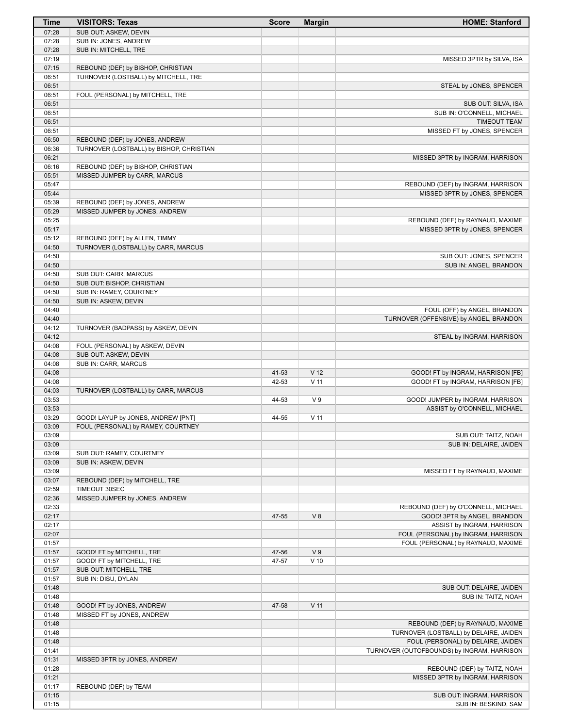| Time | VISITORS: Texas | Score | Margin | HOME: Stanford |
| --- | --- | --- | --- | --- |
| 07:28 | SUB OUT: ASKEW, DEVIN | | | |
| 07:28 | SUB IN: JONES, ANDREW | | | |
| 07:28 | SUB IN: MITCHELL, TRE | | | |
| 07:19 | | | | MISSED 3PTR by SILVA, ISA |
| 07:15 | REBOUND (DEF) by BISHOP, CHRISTIAN | | | |
| 06:51 | TURNOVER (LOSTBALL) by MITCHELL, TRE | | | |
| 06:51 | | | | STEAL by JONES, SPENCER |
| 06:51 | FOUL (PERSONAL) by MITCHELL, TRE | | | |
| 06:51 | | | | SUB OUT: SILVA, ISA |
| 06:51 | | | | SUB IN: O'CONNELL, MICHAEL |
| 06:51 | | | | TIMEOUT TEAM |
| 06:51 | | | | MISSED FT by JONES, SPENCER |
| 06:50 | REBOUND (DEF) by JONES, ANDREW | | | |
| 06:36 | TURNOVER (LOSTBALL) by BISHOP, CHRISTIAN | | | |
| 06:21 | | | | MISSED 3PTR by INGRAM, HARRISON |
| 06:16 | REBOUND (DEF) by BISHOP, CHRISTIAN | | | |
| 05:51 | MISSED JUMPER by CARR, MARCUS | | | |
| 05:47 | | | | REBOUND (DEF) by INGRAM, HARRISON |
| 05:44 | | | | MISSED 3PTR by JONES, SPENCER |
| 05:39 | REBOUND (DEF) by JONES, ANDREW | | | |
| 05:29 | MISSED JUMPER by JONES, ANDREW | | | |
| 05:25 | | | | REBOUND (DEF) by RAYNAUD, MAXIME |
| 05:17 | | | | MISSED 3PTR by JONES, SPENCER |
| 05:12 | REBOUND (DEF) by ALLEN, TIMMY | | | |
| 04:50 | TURNOVER (LOSTBALL) by CARR, MARCUS | | | |
| 04:50 | | | | SUB OUT: JONES, SPENCER |
| 04:50 | | | | SUB IN: ANGEL, BRANDON |
| 04:50 | SUB OUT: CARR, MARCUS | | | |
| 04:50 | SUB OUT: BISHOP, CHRISTIAN | | | |
| 04:50 | SUB IN: RAMEY, COURTNEY | | | |
| 04:50 | SUB IN: ASKEW, DEVIN | | | |
| 04:40 | | | | FOUL (OFF) by ANGEL, BRANDON |
| 04:40 | | | | TURNOVER (OFFENSIVE) by ANGEL, BRANDON |
| 04:12 | TURNOVER (BADPASS) by ASKEW, DEVIN | | | |
| 04:12 | | | | STEAL by INGRAM, HARRISON |
| 04:08 | FOUL (PERSONAL) by ASKEW, DEVIN | | | |
| 04:08 | SUB OUT: ASKEW, DEVIN | | | |
| 04:08 | SUB IN: CARR, MARCUS | | | |
| 04:08 | | 41-53 | V 12 | GOOD! FT by INGRAM, HARRISON [FB] |
| 04:08 | | 42-53 | V 11 | GOOD! FT by INGRAM, HARRISON [FB] |
| 04:03 | TURNOVER (LOSTBALL) by CARR, MARCUS | | | |
| 03:53 | | 44-53 | V 9 | GOOD! JUMPER by INGRAM, HARRISON |
| 03:53 | | | | ASSIST by O'CONNELL, MICHAEL |
| 03:29 | GOOD! LAYUP by JONES, ANDREW [PNT] | 44-55 | V 11 | |
| 03:09 | FOUL (PERSONAL) by RAMEY, COURTNEY | | | |
| 03:09 | | | | SUB OUT: TAITZ, NOAH |
| 03:09 | | | | SUB IN: DELAIRE, JAIDEN |
| 03:09 | SUB OUT: RAMEY, COURTNEY | | | |
| 03:09 | SUB IN: ASKEW, DEVIN | | | |
| 03:09 | | | | MISSED FT by RAYNAUD, MAXIME |
| 03:07 | REBOUND (DEF) by MITCHELL, TRE | | | |
| 02:59 | TIMEOUT 30SEC | | | |
| 02:36 | MISSED JUMPER by JONES, ANDREW | | | |
| 02:33 | | | | REBOUND (DEF) by O'CONNELL, MICHAEL |
| 02:17 | | 47-55 | V 8 | GOOD! 3PTR by ANGEL, BRANDON |
| 02:17 | | | | ASSIST by INGRAM, HARRISON |
| 02:07 | | | | FOUL (PERSONAL) by INGRAM, HARRISON |
| 01:57 | | | | FOUL (PERSONAL) by RAYNAUD, MAXIME |
| 01:57 | GOOD! FT by MITCHELL, TRE | 47-56 | V 9 | |
| 01:57 | GOOD! FT by MITCHELL, TRE | 47-57 | V 10 | |
| 01:57 | SUB OUT: MITCHELL, TRE | | | |
| 01:57 | SUB IN: DISU, DYLAN | | | |
| 01:48 | | | | SUB OUT: DELAIRE, JAIDEN |
| 01:48 | | | | SUB IN: TAITZ, NOAH |
| 01:48 | GOOD! FT by JONES, ANDREW | 47-58 | V 11 | |
| 01:48 | MISSED FT by JONES, ANDREW | | | |
| 01:48 | | | | REBOUND (DEF) by RAYNAUD, MAXIME |
| 01:48 | | | | TURNOVER (LOSTBALL) by DELAIRE, JAIDEN |
| 01:48 | | | | FOUL (PERSONAL) by DELAIRE, JAIDEN |
| 01:41 | | | | TURNOVER (OUTOFBOUNDS) by INGRAM, HARRISON |
| 01:31 | MISSED 3PTR by JONES, ANDREW | | | |
| 01:28 | | | | REBOUND (DEF) by TAITZ, NOAH |
| 01:21 | | | | MISSED 3PTR by INGRAM, HARRISON |
| 01:17 | REBOUND (DEF) by TEAM | | | |
| 01:15 | | | | SUB OUT: INGRAM, HARRISON |
| 01:15 | | | | SUB IN: BESKIND, SAM |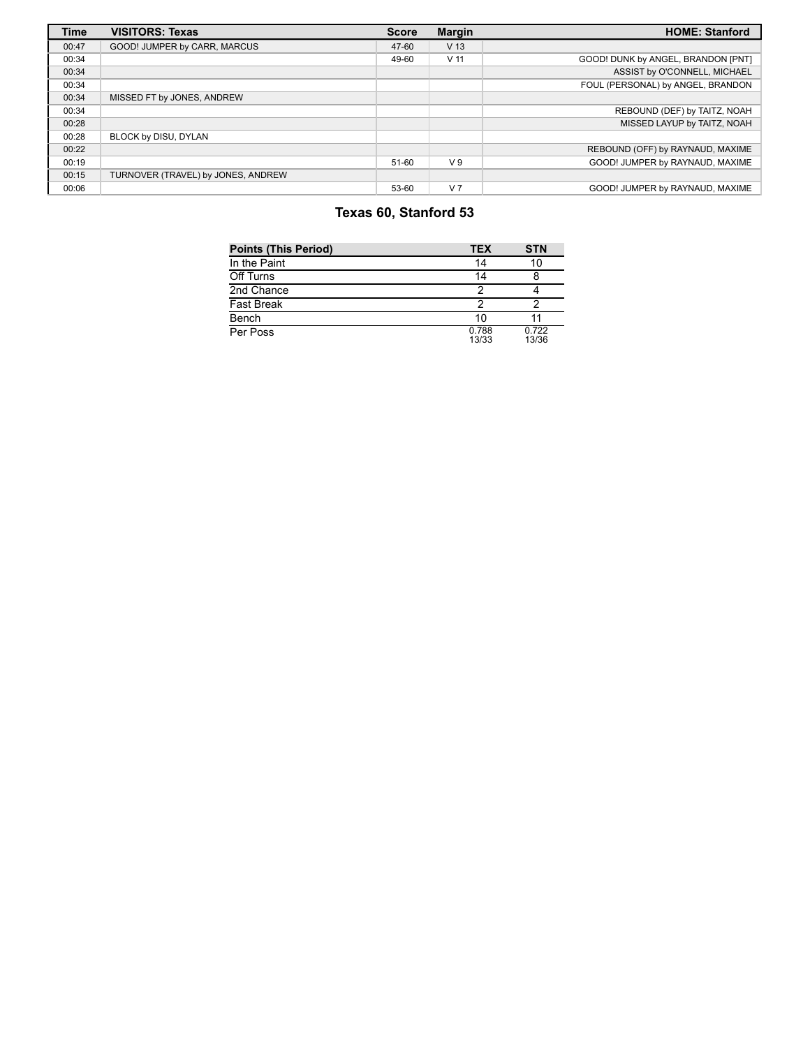| Time | VISITORS: Texas | Score | Margin | HOME: Stanford |
| --- | --- | --- | --- | --- |
| 00:47 | GOOD! JUMPER by CARR, MARCUS | 47-60 | V 13 | |
| 00:34 | | 49-60 | V 11 | GOOD! DUNK by ANGEL, BRANDON [PNT] |
| 00:34 | | | | ASSIST by O'CONNELL, MICHAEL |
| 00:34 | | | | FOUL (PERSONAL) by ANGEL, BRANDON |
| 00:34 | MISSED FT by JONES, ANDREW | | | |
| 00:34 | | | | REBOUND (DEF) by TAITZ, NOAH |
| 00:28 | | | | MISSED LAYUP by TAITZ, NOAH |
| 00:28 | BLOCK by DISU, DYLAN | | | |
| 00:22 | | | | REBOUND (OFF) by RAYNAUD, MAXIME |
| 00:19 | | 51-60 | V 9 | GOOD! JUMPER by RAYNAUD, MAXIME |
| 00:15 | TURNOVER (TRAVEL) by JONES, ANDREW | | | |
| 00:06 | | 53-60 | V 7 | GOOD! JUMPER by RAYNAUD, MAXIME |

## Texas 60, Stanford 53

| Points (This Period) | TEX | STN |
| --- | --- | --- |
| In the Paint | 14 | 10 |
| Off Turns | 14 | 8 |
| 2nd Chance | 2 | 4 |
| Fast Break | 2 | 2 |
| Bench | 10 | 11 |
| Per Poss | 0.788 13/33 | 0.722 13/36 |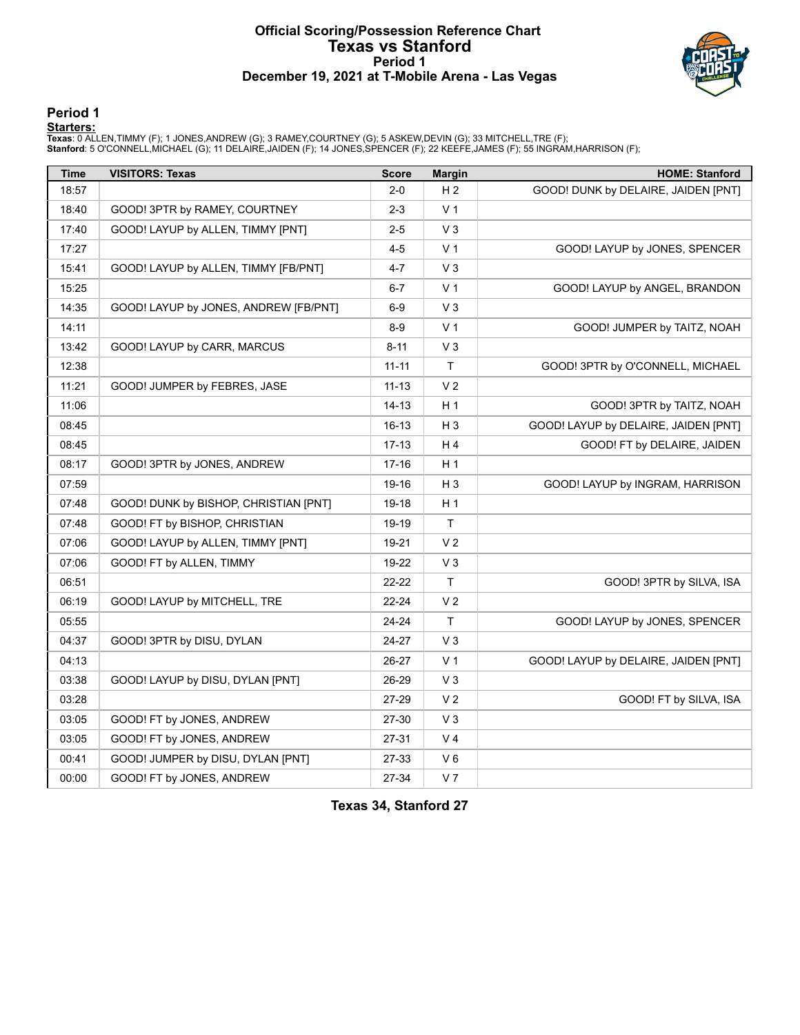# Official Scoring/Possession Reference Chart
# Texas vs Stanford
## Period 1
## December 19, 2021 at T-Mobile Arena - Las Vegas

### Period 1

**Starters:**

**Texas**: 0 ALLEN,TIMMY (F); 1 JONES,ANDREW (G); 3 RAMEY,COURTNEY (G); 5 ASKEW,DEVIN (G); 33 MITCHELL,TRE (F);
**Stanford**: 5 O'CONNELL,MICHAEL (G); 11 DELAIRE,JAIDEN (F); 14 JONES,SPENCER (F); 22 KEEFE,JAMES (F); 55 INGRAM,HARRISON (F);

| Time | VISITORS: Texas | Score | Margin | HOME: Stanford |
|---|---|---|---|---|
| 18:57 | | 2-0 | H 2 | GOOD! DUNK by DELAIRE, JAIDEN [PNT] |
| 18:40 | GOOD! 3PTR by RAMEY, COURTNEY | 2-3 | V 1 | |
| 17:40 | GOOD! LAYUP by ALLEN, TIMMY [PNT] | 2-5 | V 3 | |
| 17:27 | | 4-5 | V 1 | GOOD! LAYUP by JONES, SPENCER |
| 15:41 | GOOD! LAYUP by ALLEN, TIMMY [FB/PNT] | 4-7 | V 3 | |
| 15:25 | | 6-7 | V 1 | GOOD! LAYUP by ANGEL, BRANDON |
| 14:35 | GOOD! LAYUP by JONES, ANDREW [FB/PNT] | 6-9 | V 3 | |
| 14:11 | | 8-9 | V 1 | GOOD! JUMPER by TAITZ, NOAH |
| 13:42 | GOOD! LAYUP by CARR, MARCUS | 8-11 | V 3 | |
| 12:38 | | 11-11 | T | GOOD! 3PTR by O'CONNELL, MICHAEL |
| 11:21 | GOOD! JUMPER by FEBRES, JASE | 11-13 | V 2 | |
| 11:06 | | 14-13 | H 1 | GOOD! 3PTR by TAITZ, NOAH |
| 08:45 | | 16-13 | H 3 | GOOD! LAYUP by DELAIRE, JAIDEN [PNT] |
| 08:45 | | 17-13 | H 4 | GOOD! FT by DELAIRE, JAIDEN |
| 08:17 | GOOD! 3PTR by JONES, ANDREW | 17-16 | H 1 | |
| 07:59 | | 19-16 | H 3 | GOOD! LAYUP by INGRAM, HARRISON |
| 07:48 | GOOD! DUNK by BISHOP, CHRISTIAN [PNT] | 19-18 | H 1 | |
| 07:48 | GOOD! FT by BISHOP, CHRISTIAN | 19-19 | T | |
| 07:06 | GOOD! LAYUP by ALLEN, TIMMY [PNT] | 19-21 | V 2 | |
| 07:06 | GOOD! FT by ALLEN, TIMMY | 19-22 | V 3 | |
| 06:51 | | 22-22 | T | GOOD! 3PTR by SILVA, ISA |
| 06:19 | GOOD! LAYUP by MITCHELL, TRE | 22-24 | V 2 | |
| 05:55 | | 24-24 | T | GOOD! LAYUP by JONES, SPENCER |
| 04:37 | GOOD! 3PTR by DISU, DYLAN | 24-27 | V 3 | |
| 04:13 | | 26-27 | V 1 | GOOD! LAYUP by DELAIRE, JAIDEN [PNT] |
| 03:38 | GOOD! LAYUP by DISU, DYLAN [PNT] | 26-29 | V 3 | |
| 03:28 | | 27-29 | V 2 | GOOD! FT by SILVA, ISA |
| 03:05 | GOOD! FT by JONES, ANDREW | 27-30 | V 3 | |
| 03:05 | GOOD! FT by JONES, ANDREW | 27-31 | V 4 | |
| 00:41 | GOOD! JUMPER by DISU, DYLAN [PNT] | 27-33 | V 6 | |
| 00:00 | GOOD! FT by JONES, ANDREW | 27-34 | V 7 | |

**Texas 34, Stanford 27**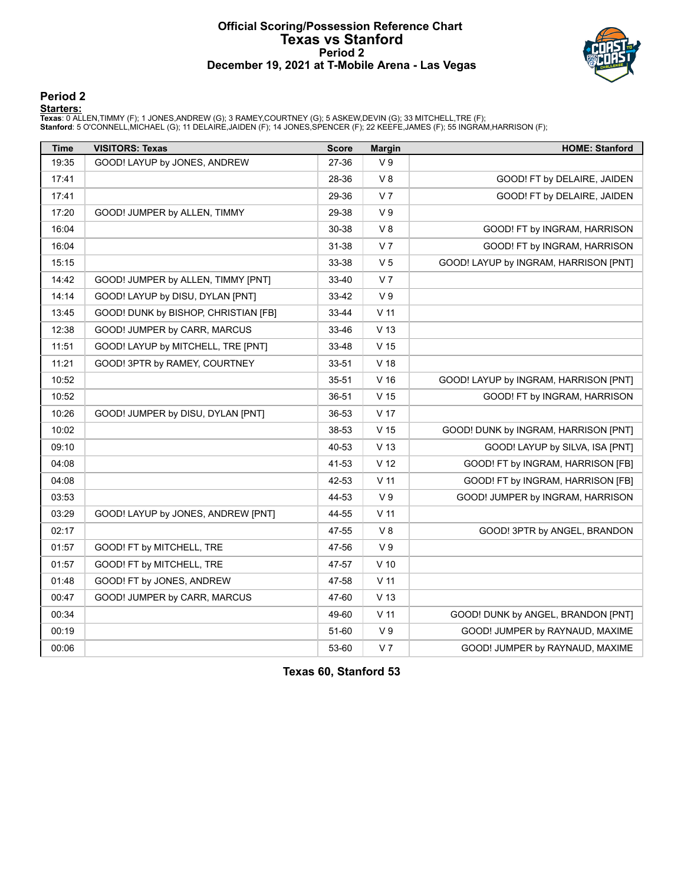# Official Scoring/Possession Reference Chart
## Texas vs Stanford
### Period 2
### December 19, 2021 at T-Mobile Arena - Las Vegas

## Period 2

**Starters:**

**Texas**: 0 ALLEN,TIMMY (F); 1 JONES,ANDREW (G); 3 RAMEY,COURTNEY (G); 5 ASKEW,DEVIN (G); 33 MITCHELL,TRE (F);
**Stanford**: 5 O'CONNELL,MICHAEL (G); 11 DELAIRE,JAIDEN (F); 14 JONES,SPENCER (F); 22 KEEFE,JAMES (F); 55 INGRAM,HARRISON (F);

| Time | VISITORS: Texas | Score | Margin | HOME: Stanford |
|---|---|---|---|---|
| 19:35 | GOOD! LAYUP by JONES, ANDREW | 27-36 | V 9 | |
| 17:41 | | 28-36 | V 8 | GOOD! FT by DELAIRE, JAIDEN |
| 17:41 | | 29-36 | V 7 | GOOD! FT by DELAIRE, JAIDEN |
| 17:20 | GOOD! JUMPER by ALLEN, TIMMY | 29-38 | V 9 | |
| 16:04 | | 30-38 | V 8 | GOOD! FT by INGRAM, HARRISON |
| 16:04 | | 31-38 | V 7 | GOOD! FT by INGRAM, HARRISON |
| 15:15 | | 33-38 | V 5 | GOOD! LAYUP by INGRAM, HARRISON [PNT] |
| 14:42 | GOOD! JUMPER by ALLEN, TIMMY [PNT] | 33-40 | V 7 | |
| 14:14 | GOOD! LAYUP by DISU, DYLAN [PNT] | 33-42 | V 9 | |
| 13:45 | GOOD! DUNK by BISHOP, CHRISTIAN [FB] | 33-44 | V 11 | |
| 12:38 | GOOD! JUMPER by CARR, MARCUS | 33-46 | V 13 | |
| 11:51 | GOOD! LAYUP by MITCHELL, TRE [PNT] | 33-48 | V 15 | |
| 11:21 | GOOD! 3PTR by RAMEY, COURTNEY | 33-51 | V 18 | |
| 10:52 | | 35-51 | V 16 | GOOD! LAYUP by INGRAM, HARRISON [PNT] |
| 10:52 | | 36-51 | V 15 | GOOD! FT by INGRAM, HARRISON |
| 10:26 | GOOD! JUMPER by DISU, DYLAN [PNT] | 36-53 | V 17 | |
| 10:02 | | 38-53 | V 15 | GOOD! DUNK by INGRAM, HARRISON [PNT] |
| 09:10 | | 40-53 | V 13 | GOOD! LAYUP by SILVA, ISA [PNT] |
| 04:08 | | 41-53 | V 12 | GOOD! FT by INGRAM, HARRISON [FB] |
| 04:08 | | 42-53 | V 11 | GOOD! FT by INGRAM, HARRISON [FB] |
| 03:53 | | 44-53 | V 9 | GOOD! JUMPER by INGRAM, HARRISON |
| 03:29 | GOOD! LAYUP by JONES, ANDREW [PNT] | 44-55 | V 11 | |
| 02:17 | | 47-55 | V 8 | GOOD! 3PTR by ANGEL, BRANDON |
| 01:57 | GOOD! FT by MITCHELL, TRE | 47-56 | V 9 | |
| 01:57 | GOOD! FT by MITCHELL, TRE | 47-57 | V 10 | |
| 01:48 | GOOD! FT by JONES, ANDREW | 47-58 | V 11 | |
| 00:47 | GOOD! JUMPER by CARR, MARCUS | 47-60 | V 13 | |
| 00:34 | | 49-60 | V 11 | GOOD! DUNK by ANGEL, BRANDON [PNT] |
| 00:19 | | 51-60 | V 9 | GOOD! JUMPER by RAYNAUD, MAXIME |
| 00:06 | | 53-60 | V 7 | GOOD! JUMPER by RAYNAUD, MAXIME |

**Texas 60, Stanford 53**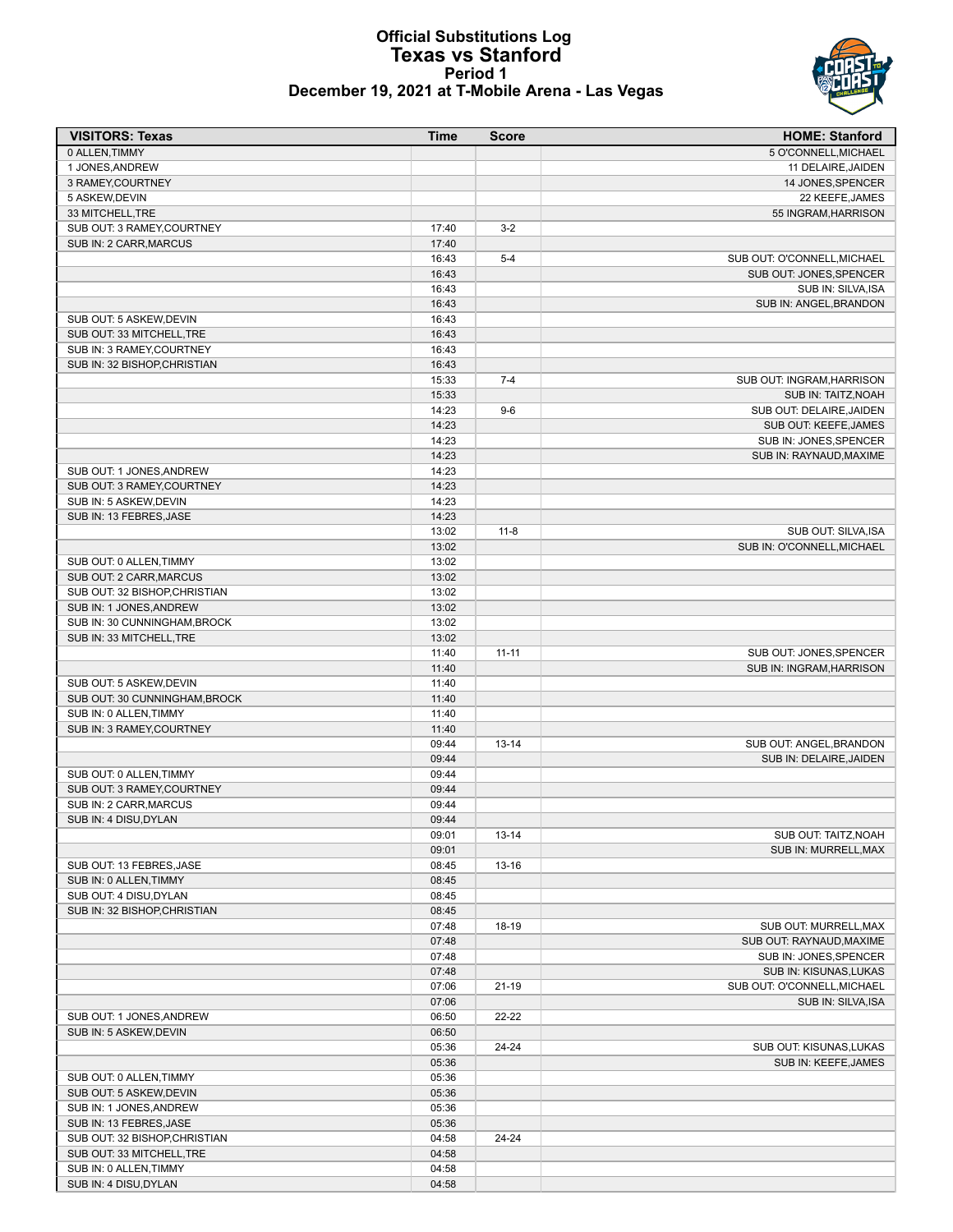# Official Substitutions Log
## Texas vs Stanford
### Period 1
### December 19, 2021 at T-Mobile Arena - Las Vegas

| VISITORS: Texas | Time | Score | HOME: Stanford |
|---|---|---|---|
| 0 ALLEN,TIMMY | | | 5 O'CONNELL,MICHAEL |
| 1 JONES,ANDREW | | | 11 DELAIRE,JAIDEN |
| 3 RAMEY,COURTNEY | | | 14 JONES,SPENCER |
| 5 ASKEW,DEVIN | | | 22 KEEFE,JAMES |
| 33 MITCHELL,TRE | | | 55 INGRAM,HARRISON |
| SUB OUT: 3 RAMEY,COURTNEY | 17:40 | 3-2 | |
| SUB IN: 2 CARR,MARCUS | 17:40 | | |
| | 16:43 | 5-4 | SUB OUT: O'CONNELL,MICHAEL |
| | 16:43 | | SUB OUT: JONES,SPENCER |
| | 16:43 | | SUB IN: SILVA,ISA |
| | 16:43 | | SUB IN: ANGEL,BRANDON |
| SUB OUT: 5 ASKEW,DEVIN | 16:43 | | |
| SUB OUT: 33 MITCHELL,TRE | 16:43 | | |
| SUB IN: 3 RAMEY,COURTNEY | 16:43 | | |
| SUB IN: 32 BISHOP,CHRISTIAN | 16:43 | | |
| | 15:33 | 7-4 | SUB OUT: INGRAM,HARRISON |
| | 15:33 | | SUB IN: TAITZ,NOAH |
| | 14:23 | 9-6 | SUB OUT: DELAIRE,JAIDEN |
| | 14:23 | | SUB OUT: KEEFE,JAMES |
| | 14:23 | | SUB IN: JONES,SPENCER |
| | 14:23 | | SUB IN: RAYNAUD,MAXIME |
| SUB OUT: 1 JONES,ANDREW | 14:23 | | |
| SUB OUT: 3 RAMEY,COURTNEY | 14:23 | | |
| SUB IN: 5 ASKEW,DEVIN | 14:23 | | |
| SUB IN: 13 FEBRES,JASE | 14:23 | | |
| | 13:02 | 11-8 | SUB OUT: SILVA,ISA |
| | 13:02 | | SUB IN: O'CONNELL,MICHAEL |
| SUB OUT: 0 ALLEN,TIMMY | 13:02 | | |
| SUB OUT: 2 CARR,MARCUS | 13:02 | | |
| SUB OUT: 32 BISHOP,CHRISTIAN | 13:02 | | |
| SUB IN: 1 JONES,ANDREW | 13:02 | | |
| SUB IN: 30 CUNNINGHAM,BROCK | 13:02 | | |
| SUB IN: 33 MITCHELL,TRE | 13:02 | | |
| | 11:40 | 11-11 | SUB OUT: JONES,SPENCER |
| | 11:40 | | SUB IN: INGRAM,HARRISON |
| SUB OUT: 5 ASKEW,DEVIN | 11:40 | | |
| SUB OUT: 30 CUNNINGHAM,BROCK | 11:40 | | |
| SUB IN: 0 ALLEN,TIMMY | 11:40 | | |
| SUB IN: 3 RAMEY,COURTNEY | 11:40 | | |
| | 09:44 | 13-14 | SUB OUT: ANGEL,BRANDON |
| | 09:44 | | SUB IN: DELAIRE,JAIDEN |
| SUB OUT: 0 ALLEN,TIMMY | 09:44 | | |
| SUB OUT: 3 RAMEY,COURTNEY | 09:44 | | |
| SUB IN: 2 CARR,MARCUS | 09:44 | | |
| SUB IN: 4 DISU,DYLAN | 09:44 | | |
| | 09:01 | 13-14 | SUB OUT: TAITZ,NOAH |
| | 09:01 | | SUB IN: MURRELL,MAX |
| SUB OUT: 13 FEBRES,JASE | 08:45 | 13-16 | |
| SUB IN: 0 ALLEN,TIMMY | 08:45 | | |
| SUB OUT: 4 DISU,DYLAN | 08:45 | | |
| SUB IN: 32 BISHOP,CHRISTIAN | 08:45 | | |
| | 07:48 | 18-19 | SUB OUT: MURRELL,MAX |
| | 07:48 | | SUB OUT: RAYNAUD,MAXIME |
| | 07:48 | | SUB IN: JONES,SPENCER |
| | 07:48 | | SUB IN: KISUNAS,LUKAS |
| | 07:06 | 21-19 | SUB OUT: O'CONNELL,MICHAEL |
| | 07:06 | | SUB IN: SILVA,ISA |
| SUB OUT: 1 JONES,ANDREW | 06:50 | 22-22 | |
| SUB IN: 5 ASKEW,DEVIN | 06:50 | | |
| | 05:36 | 24-24 | SUB OUT: KISUNAS,LUKAS |
| | 05:36 | | SUB IN: KEEFE,JAMES |
| SUB OUT: 0 ALLEN,TIMMY | 05:36 | | |
| SUB OUT: 5 ASKEW,DEVIN | 05:36 | | |
| SUB IN: 1 JONES,ANDREW | 05:36 | | |
| SUB IN: 13 FEBRES,JASE | 05:36 | | |
| SUB OUT: 32 BISHOP,CHRISTIAN | 04:58 | 24-24 | |
| SUB OUT: 33 MITCHELL,TRE | 04:58 | | |
| SUB IN: 0 ALLEN,TIMMY | 04:58 | | |
| SUB IN: 4 DISU,DYLAN | 04:58 | | |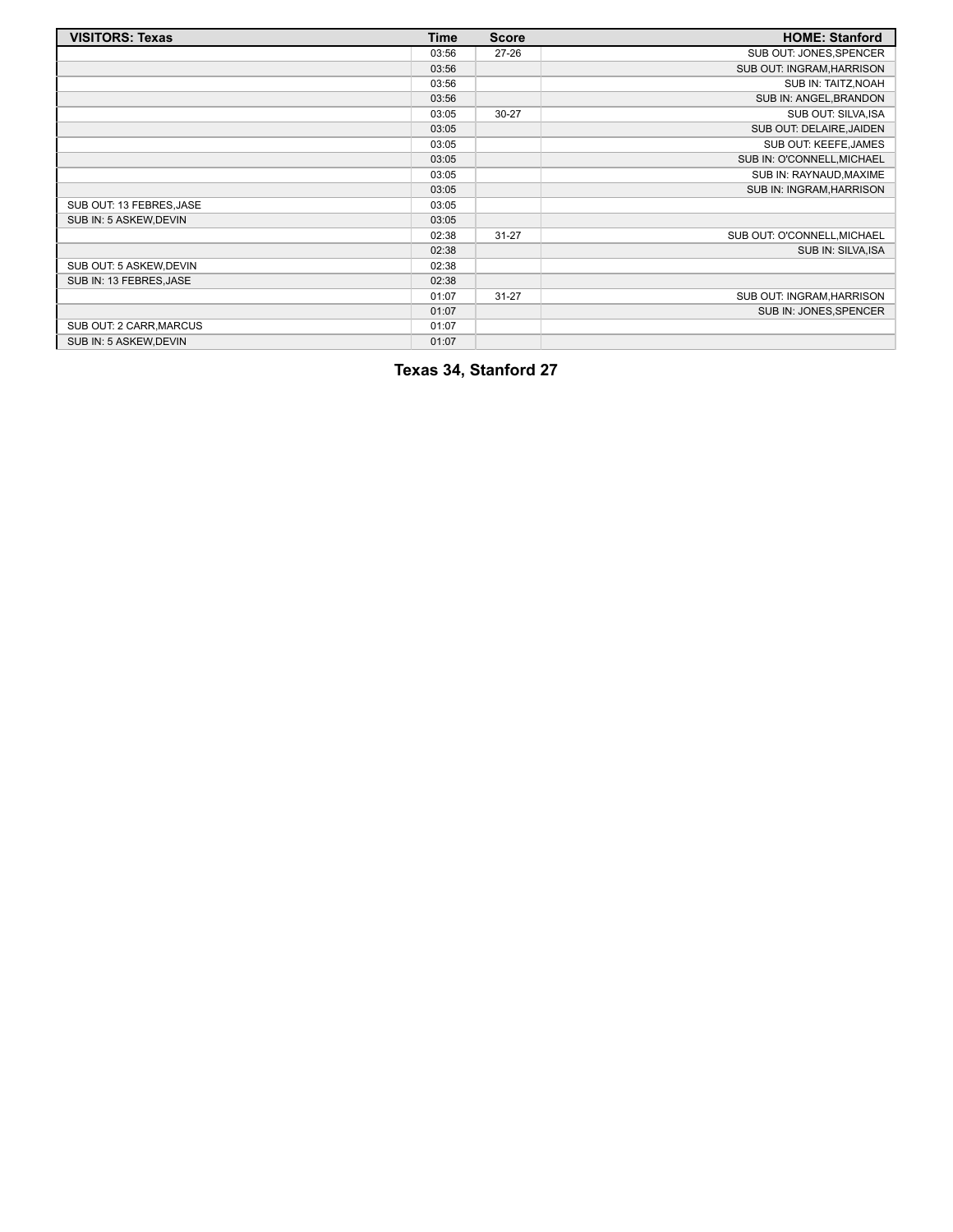| VISITORS: Texas | Time | Score | HOME: Stanford |
| --- | --- | --- | --- |
| | 03:56 | 27-26 | SUB OUT: JONES,SPENCER |
| | 03:56 | | SUB OUT: INGRAM,HARRISON |
| | 03:56 | | SUB IN: TAITZ,NOAH |
| | 03:56 | | SUB IN: ANGEL,BRANDON |
| | 03:05 | 30-27 | SUB OUT: SILVA,ISA |
| | 03:05 | | SUB OUT: DELAIRE,JAIDEN |
| | 03:05 | | SUB OUT: KEEFE,JAMES |
| | 03:05 | | SUB IN: O'CONNELL,MICHAEL |
| | 03:05 | | SUB IN: RAYNAUD,MAXIME |
| | 03:05 | | SUB IN: INGRAM,HARRISON |
| SUB OUT: 13 FEBRES,JASE | 03:05 | | |
| SUB IN: 5 ASKEW,DEVIN | 03:05 | | |
| | 02:38 | 31-27 | SUB OUT: O'CONNELL,MICHAEL |
| | 02:38 | | SUB IN: SILVA,ISA |
| SUB OUT: 5 ASKEW,DEVIN | 02:38 | | |
| SUB IN: 13 FEBRES,JASE | 02:38 | | |
| | 01:07 | 31-27 | SUB OUT: INGRAM,HARRISON |
| | 01:07 | | SUB IN: JONES,SPENCER |
| SUB OUT: 2 CARR,MARCUS | 01:07 | | |
| SUB IN: 5 ASKEW,DEVIN | 01:07 | | |

**Texas 34, Stanford 27**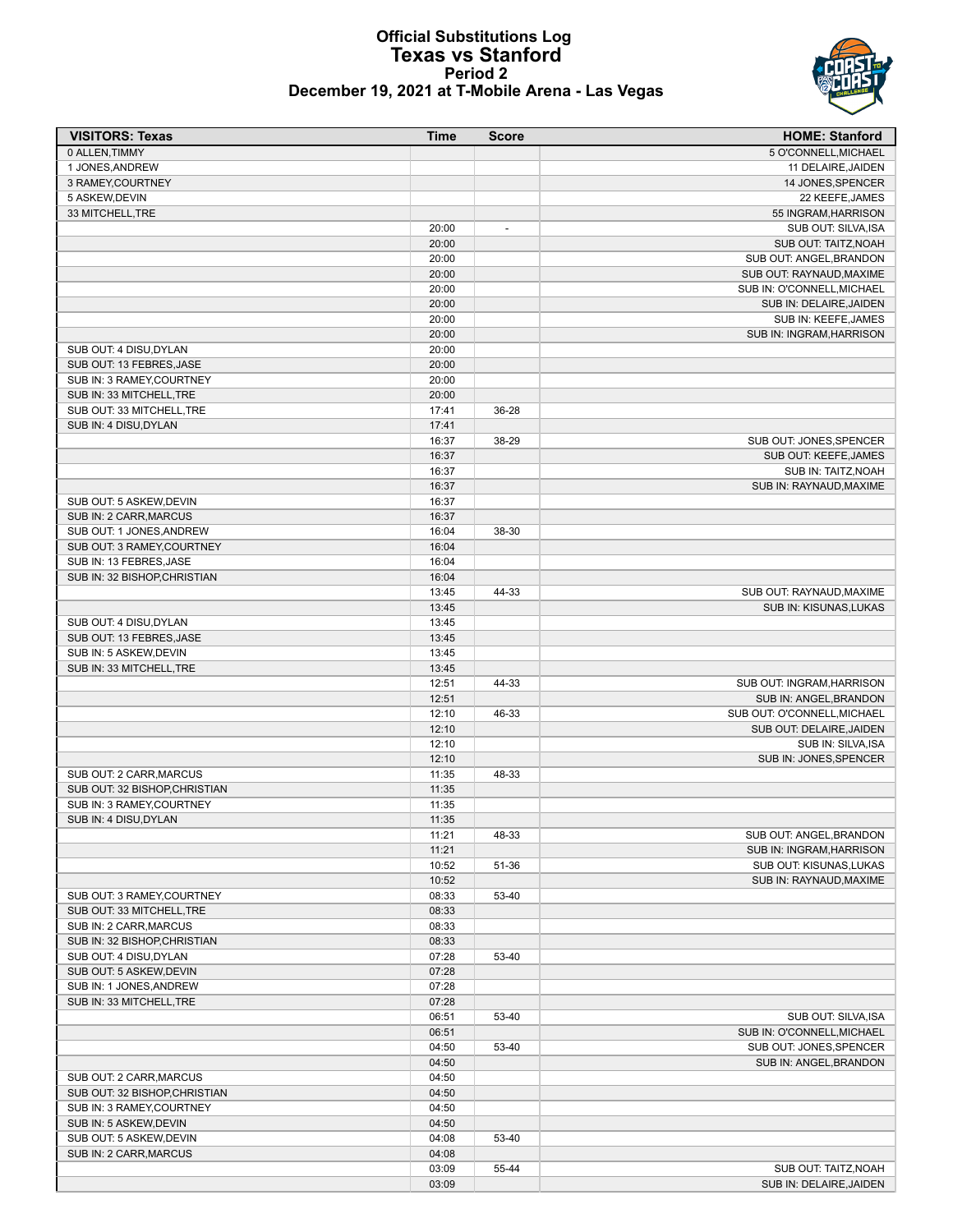# Official Substitutions Log
## Texas vs Stanford
### Period 2
### December 19, 2021 at T-Mobile Arena - Las Vegas

| VISITORS: Texas | Time | Score | HOME: Stanford |
|---|---|---|---|
| 0 ALLEN,TIMMY | | | 5 O'CONNELL,MICHAEL |
| 1 JONES,ANDREW | | | 11 DELAIRE,JAIDEN |
| 3 RAMEY,COURTNEY | | | 14 JONES,SPENCER |
| 5 ASKEW,DEVIN | | | 22 KEEFE,JAMES |
| 33 MITCHELL,TRE | | | 55 INGRAM,HARRISON |
| | 20:00 | - | SUB OUT: SILVA,ISA |
| | 20:00 | | SUB OUT: TAITZ,NOAH |
| | 20:00 | | SUB OUT: ANGEL,BRANDON |
| | 20:00 | | SUB OUT: RAYNAUD,MAXIME |
| | 20:00 | | SUB IN: O'CONNELL,MICHAEL |
| | 20:00 | | SUB IN: DELAIRE,JAIDEN |
| | 20:00 | | SUB IN: KEEFE,JAMES |
| | 20:00 | | SUB IN: INGRAM,HARRISON |
| SUB OUT: 4 DISU,DYLAN | 20:00 | | |
| SUB OUT: 13 FEBRES,JASE | 20:00 | | |
| SUB IN: 3 RAMEY,COURTNEY | 20:00 | | |
| SUB IN: 33 MITCHELL,TRE | 20:00 | | |
| SUB OUT: 33 MITCHELL,TRE | 17:41 | 36-28 | |
| SUB IN: 4 DISU,DYLAN | 17:41 | | |
| | 16:37 | 38-29 | SUB OUT: JONES,SPENCER |
| | 16:37 | | SUB OUT: KEEFE,JAMES |
| | 16:37 | | SUB IN: TAITZ,NOAH |
| | 16:37 | | SUB IN: RAYNAUD,MAXIME |
| SUB OUT: 5 ASKEW,DEVIN | 16:37 | | |
| SUB IN: 2 CARR,MARCUS | 16:37 | | |
| SUB OUT: 1 JONES,ANDREW | 16:04 | 38-30 | |
| SUB OUT: 3 RAMEY,COURTNEY | 16:04 | | |
| SUB IN: 13 FEBRES,JASE | 16:04 | | |
| SUB IN: 32 BISHOP,CHRISTIAN | 16:04 | | |
| | 13:45 | 44-33 | SUB OUT: RAYNAUD,MAXIME |
| | 13:45 | | SUB IN: KISUNAS,LUKAS |
| SUB OUT: 4 DISU,DYLAN | 13:45 | | |
| SUB OUT: 13 FEBRES,JASE | 13:45 | | |
| SUB IN: 5 ASKEW,DEVIN | 13:45 | | |
| SUB IN: 33 MITCHELL,TRE | 13:45 | | |
| | 12:51 | 44-33 | SUB OUT: INGRAM,HARRISON |
| | 12:51 | | SUB IN: ANGEL,BRANDON |
| | 12:10 | 46-33 | SUB OUT: O'CONNELL,MICHAEL |
| | 12:10 | | SUB OUT: DELAIRE,JAIDEN |
| | 12:10 | | SUB IN: SILVA,ISA |
| | 12:10 | | SUB IN: JONES,SPENCER |
| SUB OUT: 2 CARR,MARCUS | 11:35 | 48-33 | |
| SUB OUT: 32 BISHOP,CHRISTIAN | 11:35 | | |
| SUB IN: 3 RAMEY,COURTNEY | 11:35 | | |
| SUB IN: 4 DISU,DYLAN | 11:35 | | |
| | 11:21 | 48-33 | SUB OUT: ANGEL,BRANDON |
| | 11:21 | | SUB IN: INGRAM,HARRISON |
| | 10:52 | 51-36 | SUB OUT: KISUNAS,LUKAS |
| | 10:52 | | SUB IN: RAYNAUD,MAXIME |
| SUB OUT: 3 RAMEY,COURTNEY | 08:33 | 53-40 | |
| SUB OUT: 33 MITCHELL,TRE | 08:33 | | |
| SUB IN: 2 CARR,MARCUS | 08:33 | | |
| SUB IN: 32 BISHOP,CHRISTIAN | 08:33 | | |
| SUB OUT: 4 DISU,DYLAN | 07:28 | 53-40 | |
| SUB OUT: 5 ASKEW,DEVIN | 07:28 | | |
| SUB IN: 1 JONES,ANDREW | 07:28 | | |
| SUB IN: 33 MITCHELL,TRE | 07:28 | | |
| | 06:51 | 53-40 | SUB OUT: SILVA,ISA |
| | 06:51 | | SUB IN: O'CONNELL,MICHAEL |
| | 04:50 | 53-40 | SUB OUT: JONES,SPENCER |
| | 04:50 | | SUB IN: ANGEL,BRANDON |
| SUB OUT: 2 CARR,MARCUS | 04:50 | | |
| SUB OUT: 32 BISHOP,CHRISTIAN | 04:50 | | |
| SUB IN: 3 RAMEY,COURTNEY | 04:50 | | |
| SUB IN: 5 ASKEW,DEVIN | 04:50 | | |
| SUB OUT: 5 ASKEW,DEVIN | 04:08 | 53-40 | |
| SUB IN: 2 CARR,MARCUS | 04:08 | | |
| | 03:09 | 55-44 | SUB OUT: TAITZ,NOAH |
| | 03:09 | | SUB IN: DELAIRE,JAIDEN |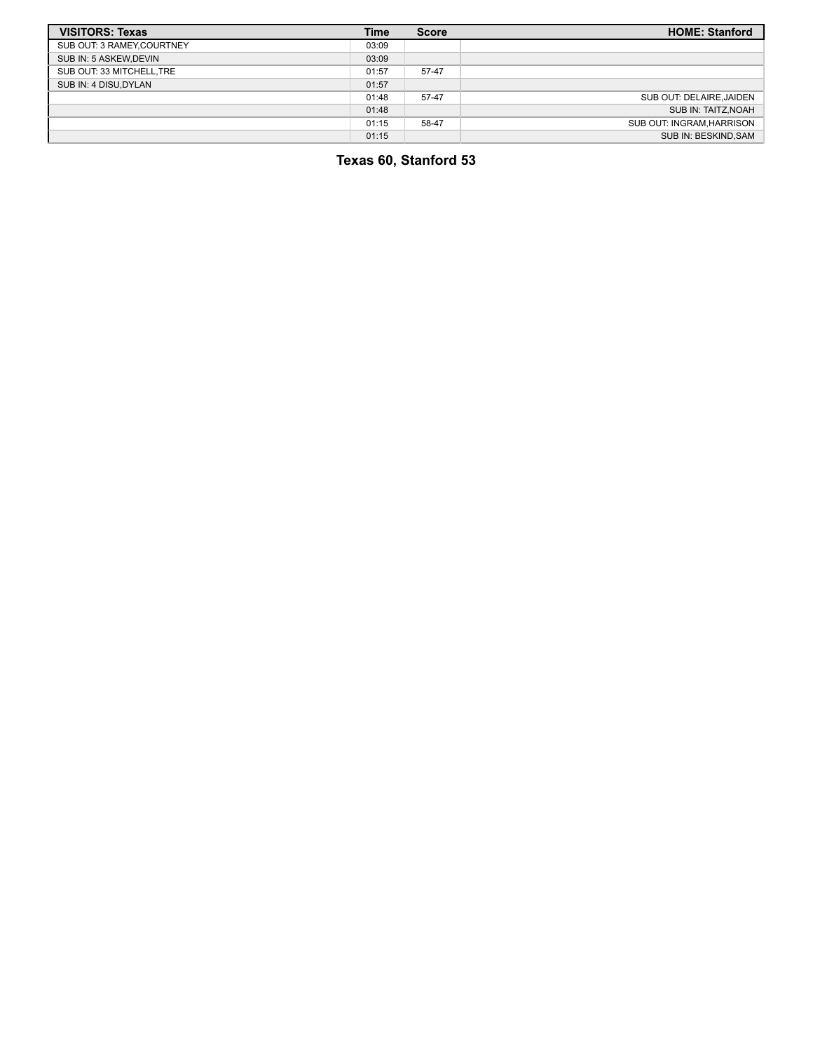| VISITORS: Texas | Time | Score | HOME: Stanford |
| --- | --- | --- | --- |
| SUB OUT: 3 RAMEY,COURTNEY | 03:09 | | |
| SUB IN: 5 ASKEW,DEVIN | 03:09 | | |
| SUB OUT: 33 MITCHELL,TRE | 01:57 | 57-47 | |
| SUB IN: 4 DISU,DYLAN | 01:57 | | |
| | 01:48 | 57-47 | SUB OUT: DELAIRE,JAIDEN |
| | 01:48 | | SUB IN: TAITZ,NOAH |
| | 01:15 | 58-47 | SUB OUT: INGRAM,HARRISON |
| | 01:15 | | SUB IN: BESKIND,SAM |

**Texas 60, Stanford 53**